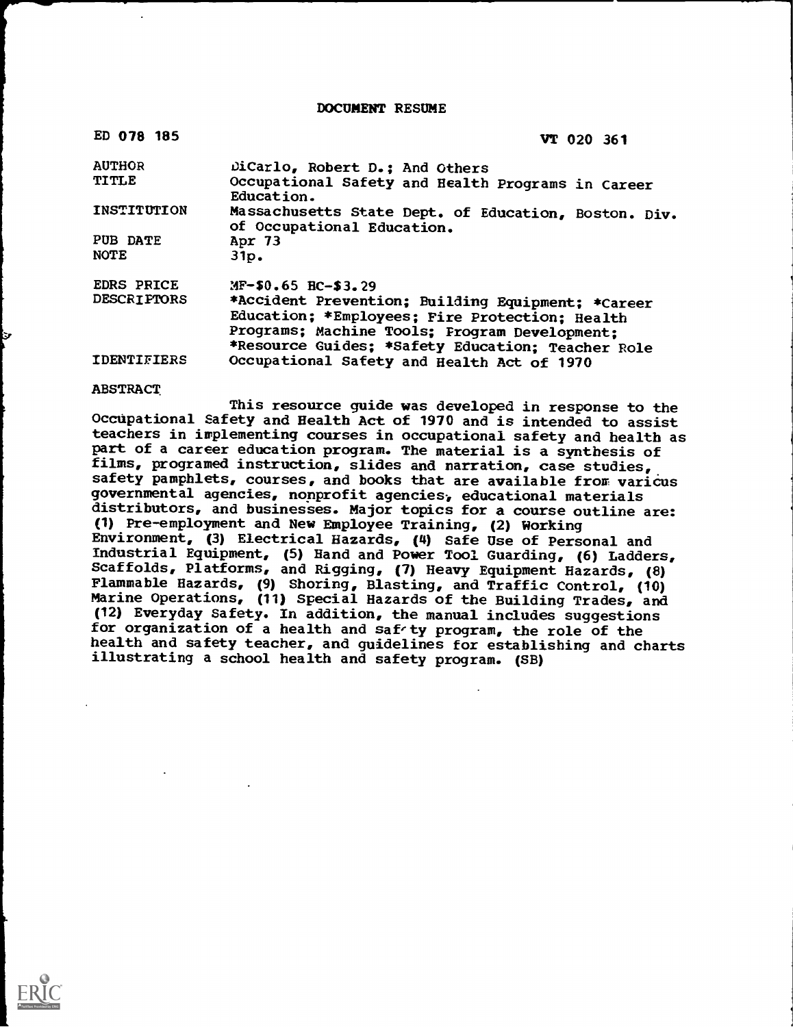# DOCUMENT RESUME

| ED 078 185 | VT 020 361 |
|---|---|
| AUTHOR | DiCarlo, Robert D.; And Others |
| TITLE | Occupational Safety and Health Programs in Career Education. |
| INSTITUTION | Massachusetts State Dept. of Education, Boston. Div. of Occupational Education. |
| PUB DATE | Apr 73 |
| NOTE | 31p. |
| EDRS PRICE | MF-$0.65 HC-$3.29 |
| DESCRIPTORS | *Accident Prevention; Building Equipment; *Career Education; *Employees; Fire Protection; Health Programs; Machine Tools; Program Development; *Resource Guides; *Safety Education; Teacher Role |
| IDENTIFIERS | Occupational Safety and Health Act of 1970 |

ABSTRACT

This resource guide was developed in response to the Occupational Safety and Health Act of 1970 and is intended to assist teachers in implementing courses in occupational safety and health as part of a career education program. The material is a synthesis of films, programed instruction, slides and narration, case studies, safety pamphlets, courses, and books that are available from various governmental agencies, nonprofit agencies, educational materials distributors, and businesses. Major topics for a course outline are: (1) Pre-employment and New Employee Training, (2) Working Environment, (3) Electrical Hazards, (4) Safe Use of Personal and Industrial Equipment, (5) Hand and Power Tool Guarding, (6) Ladders, Scaffolds, Platforms, and Rigging, (7) Heavy Equipment Hazards, (8) Flammable Hazards, (9) Shoring, Blasting, and Traffic Control, (10) Marine Operations, (11) Special Hazards of the Building Trades, and (12) Everyday Safety. In addition, the manual includes suggestions for organization of a health and safety program, the role of the health and safety teacher, and guidelines for establishing and charts illustrating a school health and safety program. (SB)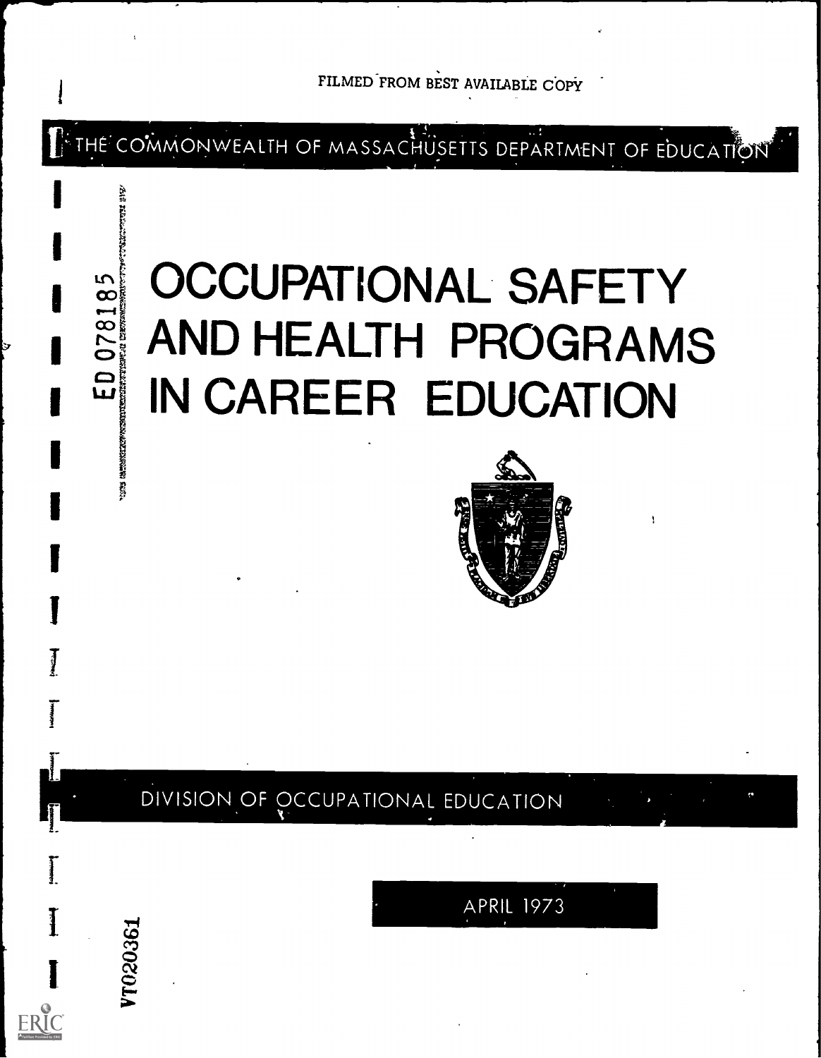FILMED FROM BEST AVAILABLE COPY

THE COMMONWEALTH OF MASSACHUSETTS DEPARTMENT OF EDUCATION

ED 078185

# OCCUPATIONAL SAFETY AND HEALTH PROGRAMS IN CAREER EDUCATION

DIVISION OF OCCUPATIONAL EDUCATION

APRIL 1973

VT020361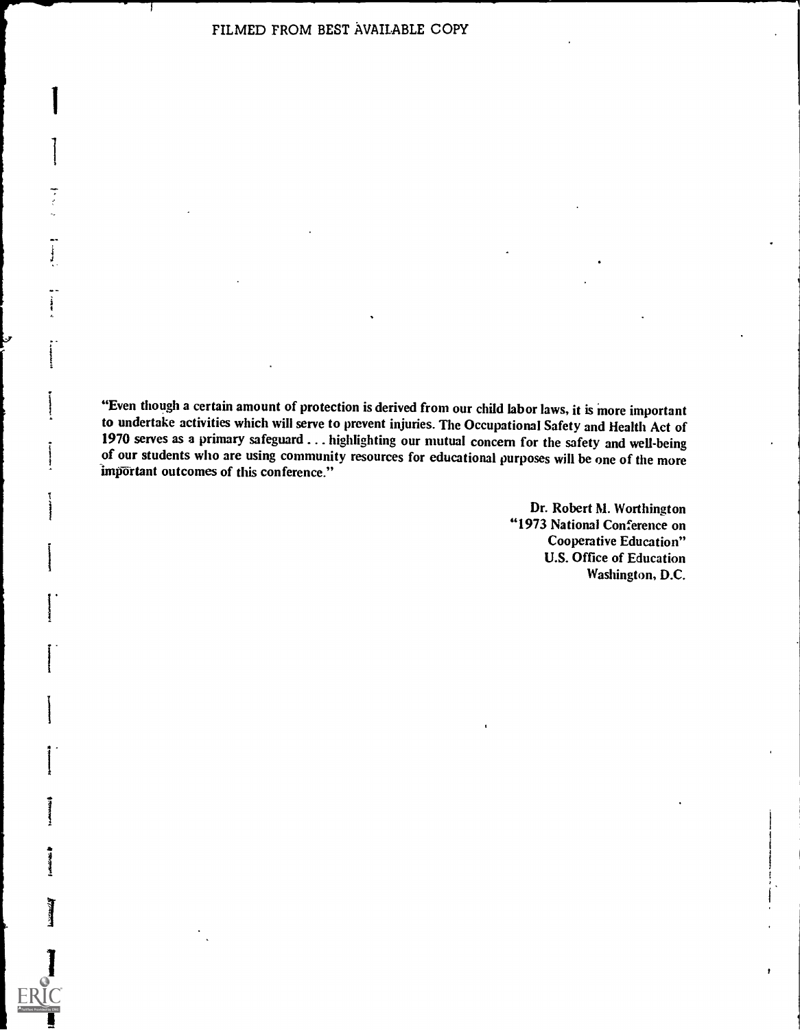"Even though a certain amount of protection is derived from our child labor laws, it is more important to undertake activities which will serve to prevent injuries. The Occupational Safety and Health Act of 1970 serves as a primary safeguard . . . highlighting our mutual concern for the safety and well-being of our students who are using community resources for educational purposes will be one of the more important outcomes of this conference."

Dr. Robert M. Worthington
"1973 National Conference on Cooperative Education"
U.S. Office of Education
Washington, D.C.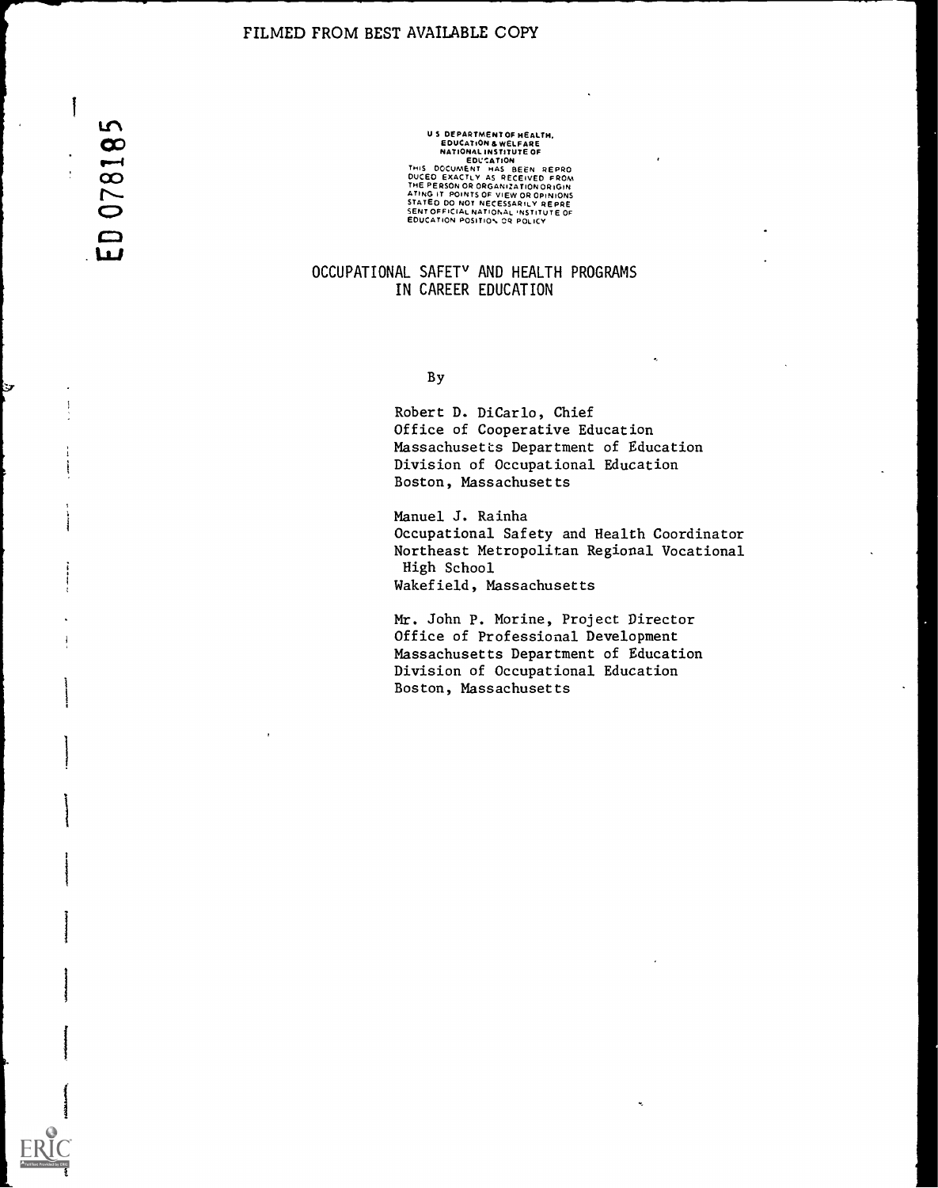FILMED FROM BEST AVAILABLE COPY

ED 078185

U S DEPARTMENT OF HEALTH,
EDUCATION & WELFARE
NATIONAL INSTITUTE OF
EDUCATION
THIS DOCUMENT HAS BEEN REPRODUCED EXACTLY AS RECEIVED FROM THE PERSON OR ORGANIZATION ORIGINATING IT POINTS OF VIEW OR OPINIONS STATED DO NOT NECESSARILY REPRESENT OFFICIAL NATIONAL INSTITUTE OF EDUCATION POSITION OR POLICY

# OCCUPATIONAL SAFETY AND HEALTH PROGRAMS IN CAREER EDUCATION

By

Robert D. DiCarlo, Chief
Office of Cooperative Education
Massachusetts Department of Education
Division of Occupational Education
Boston, Massachusetts

Manuel J. Rainha
Occupational Safety and Health Coordinator
Northeast Metropolitan Regional Vocational High School
Wakefield, Massachusetts

Mr. John P. Morine, Project Director
Office of Professional Development
Massachusetts Department of Education
Division of Occupational Education
Boston, Massachusetts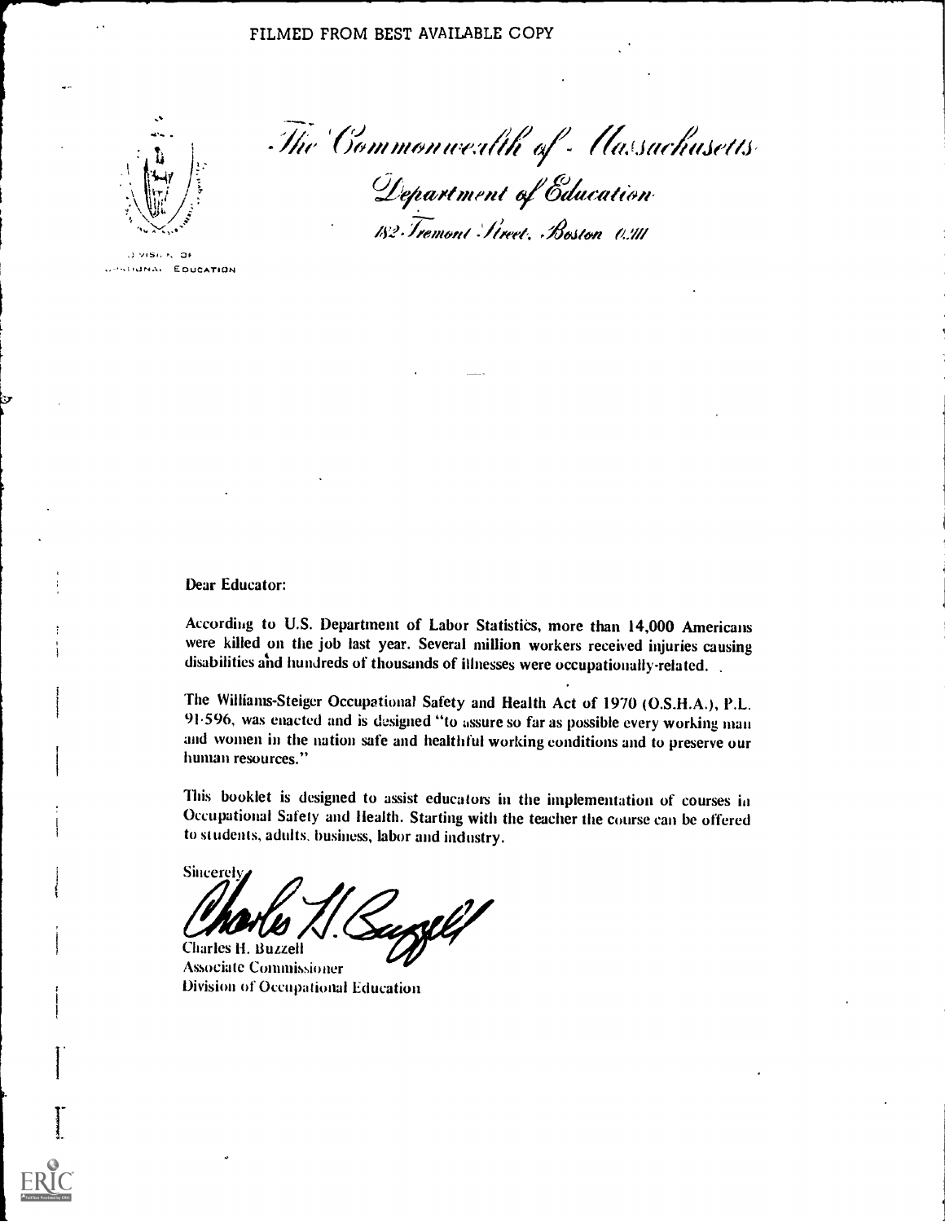FILMED FROM BEST AVAILABLE COPY

The Commonwealth of Massachusetts
Department of Education
182 Tremont Street, Boston 02111

DIVISION OF OCCUPATIONAL EDUCATION

Dear Educator:

According to U.S. Department of Labor Statistics, more than 14,000 Americans were killed on the job last year. Several million workers received injuries causing disabilities and hundreds of thousands of illnesses were occupationally-related.

The Williams-Steiger Occupational Safety and Health Act of 1970 (O.S.H.A.), P.L. 91-596, was enacted and is designed "to assure so far as possible every working man and women in the nation safe and healthful working conditions and to preserve our human resources."

This booklet is designed to assist educators in the implementation of courses in Occupational Safety and Health. Starting with the teacher the course can be offered to students, adults, business, labor and industry.

Sincerely,

Charles H. Buzzell
Associate Commissioner
Division of Occupational Education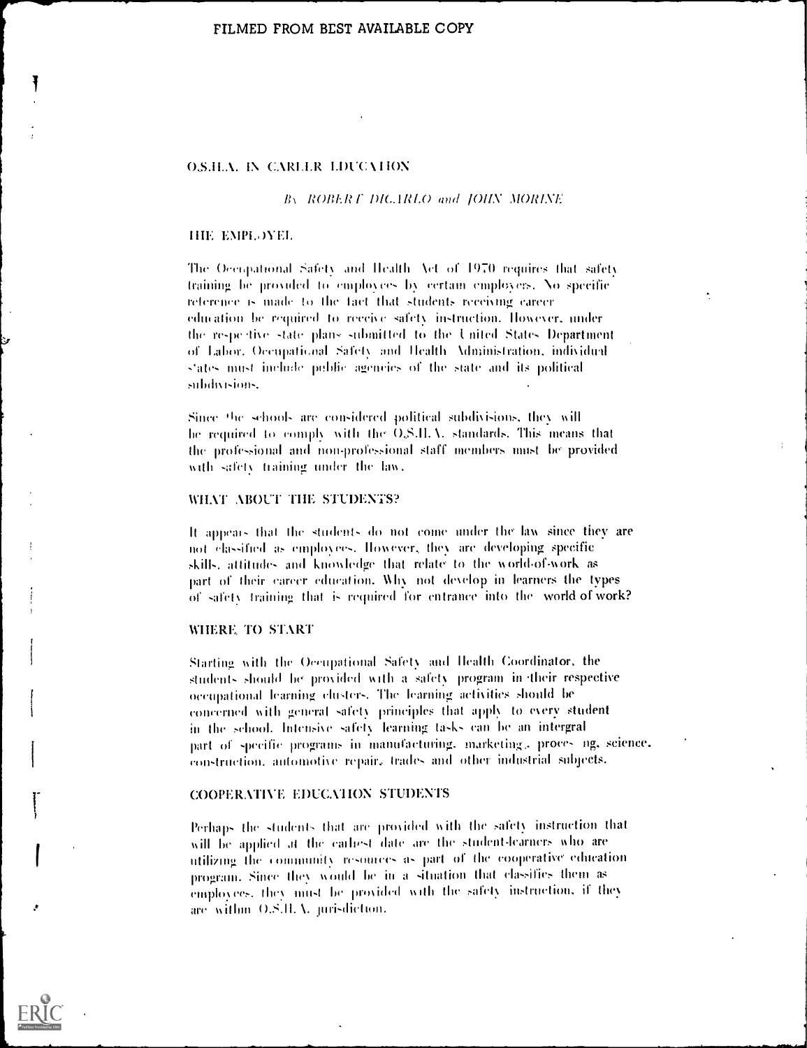## O.S.H.A. IN CAREER EDUCATION

*By ROBERT DiCARLO and JOHN MORINE*

### THE EMPLOYEE

The Occupational Safety and Health Act of 1970 requires that safety training be provided to employees by certain employers. No specific reference is made to the fact that students receiving career education be required to receive safety instruction. However, under the respective state plans submitted to the United States Department of Labor, Occupational Safety and Health Administration, individual states must include public agencies of the state and its political subdivisions.

Since the schools are considered political subdivisions, they will be required to comply with the O.S.H.A. standards. This means that the professional and non-professional staff members must be provided with safety training under the law.

### WHAT ABOUT THE STUDENTS?

It appears that the students do not come under the law since they are not classified as employees. However, they are developing specific skills, attitudes and knowledge that relate to the world-of-work as part of their career education. Why not develop in learners the types of safety training that is required for entrance into the world of work?

### WHERE TO START

Starting with the Occupational Safety and Health Coordinator, the students should be provided with a safety program in their respective occupational learning clusters. The learning activities should be concerned with general safety principles that apply to every student in the school. Intensive safety learning tasks can be an intergral part of specific programs in manufacturing, marketing, processing, science, construction, automotive repair, trades and other industrial subjects.

### COOPERATIVE EDUCATION STUDENTS

Perhaps the students that are provided with the safety instruction that will be applied at the earliest date are the student-learners who are utilizing the community resources as part of the cooperative education program. Since they would be in a situation that classifies them as employees, they must be provided with the safety instruction, if they are within O.S.H.A. jurisdiction.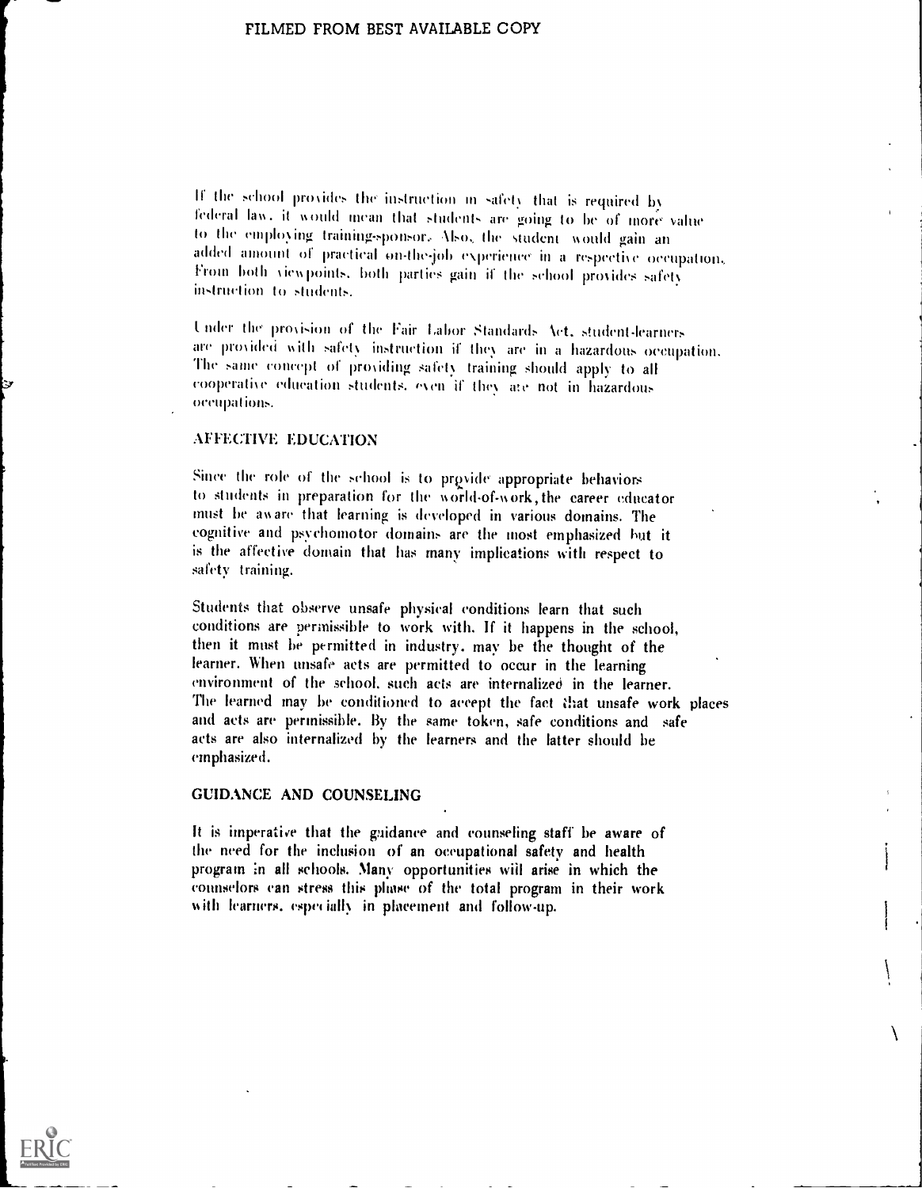If the school provides the instruction in safety that is required by federal law, it would mean that students are going to be of more value to the employing training-sponsor. Also, the student would gain an added amount of practical on-the-job experience in a respective occupation. From both viewpoints, both parties gain if the school provides safety instruction to students.

Under the provision of the Fair Labor Standards Act, student-learners are provided with safety instruction if they are in a hazardous occupation. The same concept of providing safety training should apply to all cooperative education students, even if they are not in hazardous occupations.

## AFFECTIVE EDUCATION

Since the role of the school is to provide appropriate behaviors to students in preparation for the world-of-work, the career educator must be aware that learning is developed in various domains. The cognitive and psychomotor domains are the most emphasized but it is the affective domain that has many implications with respect to safety training.

Students that observe unsafe physical conditions learn that such conditions are permissible to work with. If it happens in the school, then it must be permitted in industry, may be the thought of the learner. When unsafe acts are permitted to occur in the learning environment of the school, such acts are internalized in the learner. The learned may be conditioned to accept the fact that unsafe work places and acts are permissible. By the same token, safe conditions and safe acts are also internalized by the learners and the latter should be emphasized.

## GUIDANCE AND COUNSELING

It is imperative that the guidance and counseling staff be aware of the need for the inclusion of an occupational safety and health program in all schools. Many opportunities will arise in which the counselors can stress this phase of the total program in their work with learners, especially in placement and follow-up.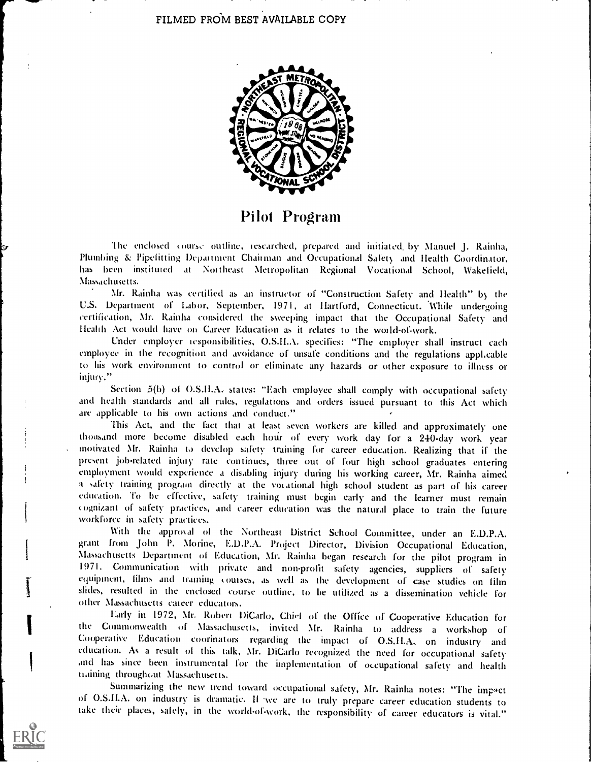FILMED FROM BEST AVAILABLE COPY

# Pilot Program

The enclosed course outline, researched, prepared and initiated by Manuel J. Rainha, Plumbing & Pipefitting Department Chairman and Occupational Safety and Health Coordinator, has been instituted at Northeast Metropolitan Regional Vocational School, Wakefield, Massachusetts.

Mr. Rainha was certified as an instructor of "Construction Safety and Health" by the U.S. Department of Labor, September, 1971, at Hartford, Connecticut. While undergoing certification, Mr. Rainha considered the sweeping impact that the Occupational Safety and Health Act would have on Career Education as it relates to the world-of-work.

Under employer responsibilities, O.S.H.A. specifies: "The employer shall instruct each employee in the recognition and avoidance of unsafe conditions and the regulations applicable to his work environment to control or eliminate any hazards or other exposure to illness or injury."

Section 5(b) of O.S.H.A. states: "Each employee shall comply with occupational safety and health standards and all rules, regulations and orders issued pursuant to this Act which are applicable to his own actions and conduct."

This Act, and the fact that at least seven workers are killed and approximately one thousand more become disabled each hour of every work day for a 240-day work year motivated Mr. Rainha to develop safety training for career education. Realizing that if the present job-related injury rate continues, three out of four high school graduates entering employment would experience a disabling injury during his working career, Mr. Rainha aimed a safety training program directly at the vocational high school student as part of his career education. To be effective, safety training must begin early and the learner must remain cognizant of safety practices, and career education was the natural place to train the future workforce in safety practices.

With the approval of the Northeast District School Committee, under an E.D.P.A. grant from John P. Morine, E.D.P.A. Project Director, Division Occupational Education, Massachusetts Department of Education, Mr. Rainha began research for the pilot program in 1971. Communication with private and non-profit safety agencies, suppliers of safety equipment, films and training courses, as well as the development of case studies on film slides, resulted in the enclosed course outline, to be utilized as a dissemination vehicle for other Massachusetts career educators.

Early in 1972, Mr. Robert DiCarlo, Chief of the Office of Cooperative Education for the Commonwealth of Massachusetts, invited Mr. Rainha to address a workshop of Cooperative Education coorinators regarding the impact of O.S.H.A. on industry and education. As a result of this talk, Mr. DiCarlo recognized the need for occupational safety and has since been instrumental for the implementation of occupational safety and health training throughout Massachusetts.

Summarizing the new trend toward occupational safety, Mr. Rainha notes: "The impact of O.S.H.A. on industry is dramatic. If we are to truly prepare career education students to take their places, safely, in the world-of-work, the responsibility of career educators is vital."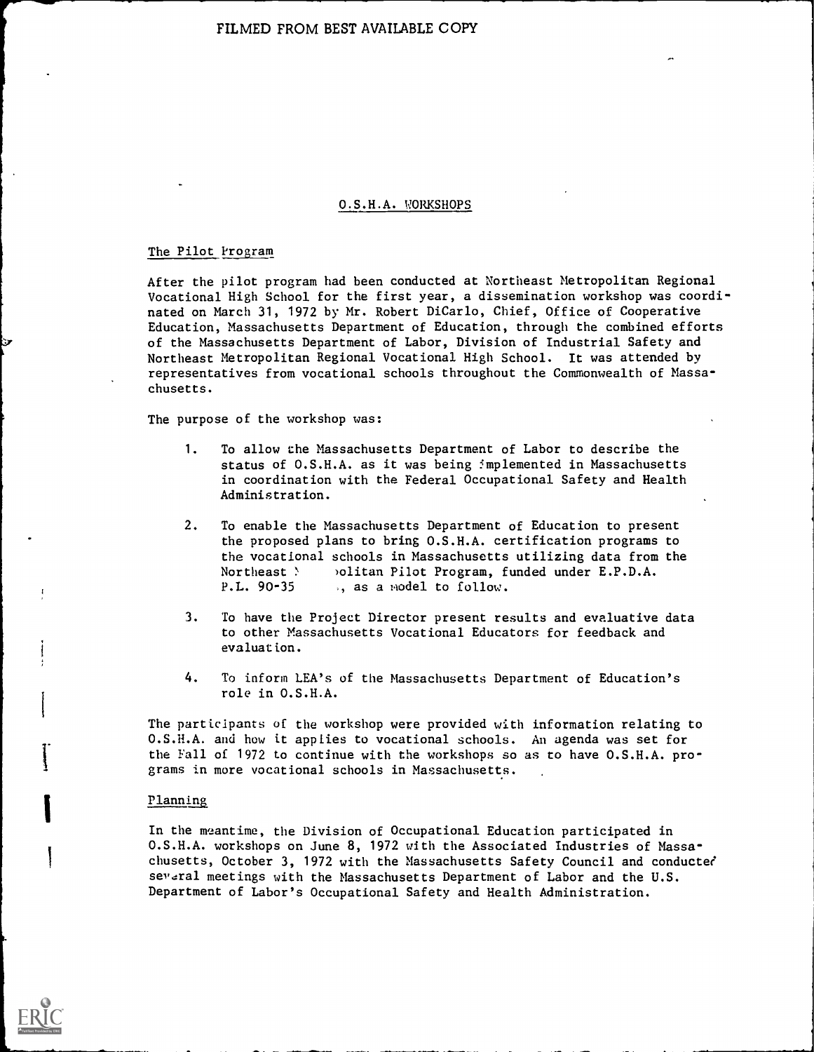FILMED FROM BEST AVAILABLE COPY

## O.S.H.A. WORKSHOPS

### The Pilot Program

After the pilot program had been conducted at Northeast Metropolitan Regional Vocational High School for the first year, a dissemination workshop was coordinated on March 31, 1972 by Mr. Robert DiCarlo, Chief, Office of Cooperative Education, Massachusetts Department of Education, through the combined efforts of the Massachusetts Department of Labor, Division of Industrial Safety and Northeast Metropolitan Regional Vocational High School. It was attended by representatives from vocational schools throughout the Commonwealth of Massachusetts.

The purpose of the workshop was:

1. To allow the Massachusetts Department of Labor to describe the status of O.S.H.A. as it was being implemented in Massachusetts in coordination with the Federal Occupational Safety and Health Administration.

2. To enable the Massachusetts Department of Education to present the proposed plans to bring O.S.H.A. certification programs to the vocational schools in Massachusetts utilizing data from the Northeast Metropolitan Pilot Program, funded under E.P.D.A. P.L. 90-35, as a model to follow.

3. To have the Project Director present results and evaluative data to other Massachusetts Vocational Educators for feedback and evaluation.

4. To inform LEA's of the Massachusetts Department of Education's role in O.S.H.A.

The participants of the workshop were provided with information relating to O.S.H.A. and how it applies to vocational schools. An agenda was set for the Fall of 1972 to continue with the workshops so as to have O.S.H.A. programs in more vocational schools in Massachusetts.

### Planning

In the meantime, the Division of Occupational Education participated in O.S.H.A. workshops on June 8, 1972 with the Associated Industries of Massachusetts, October 3, 1972 with the Massachusetts Safety Council and conducted several meetings with the Massachusetts Department of Labor and the U.S. Department of Labor's Occupational Safety and Health Administration.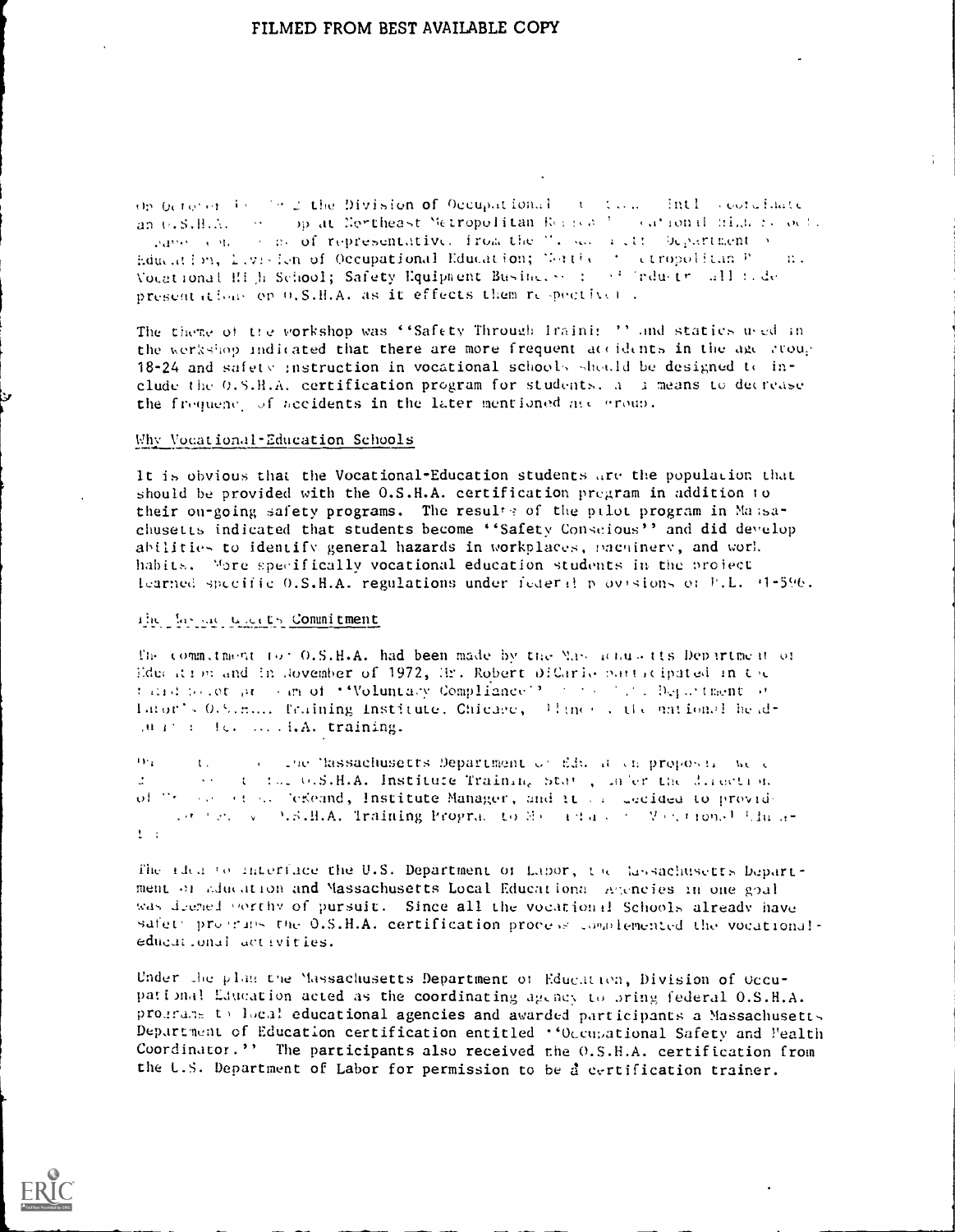On October 1972 the Division of Occupational Education conducted an O.S.H.A. workshop at Northeast Metropolitan Regional Vocational High School. Panel composed of representatives from the Massachusetts Department of Education, Division of Occupational Education; Northeast Metropolitan Regional Vocational High School; Safety Equipment Business; and Industry all made presentations on O.S.H.A. as it effects them respectively.

The theme of the workshop was ''Safety Through Training'' and statics used in the workshop indicated that there are more frequent accidents in the age group 18-24 and safety instruction in vocational schools should be designed to include the O.S.H.A. certification program for students, as a means to decrease the frequency of accidents in the later mentioned age group.

## Why Vocational-Education Schools

It is obvious that the Vocational-Education students are the population that should be provided with the O.S.H.A. certification program in addition to their on-going safety programs. The results of the pilot program in Massachusetts indicated that students become ''Safety Conscious'' and did develop abilities to identify general hazards in workplaces, machinery, and work habits. More specifically vocational education students in the project learned specific O.S.H.A. regulations under federal provisions of P.L. 91-596.

## The Massachusetts Commitment

The commitment for O.S.H.A. had been made by the Massachusetts Department of Education and in November of 1972, Mr. Robert DiCarlo participated in the third pilot program of ''Voluntary Compliance'' at the U.S. Department of Labor's O.S.H.A. Training Institute, Chicago, Illinois, the national headquarters for O.S.H.A. training.

The Massachusetts Department of Education proposal was presented to the O.S.H.A. Institute Training Staff, under the direction of Mr. ... McKeand, Institute Manager, and it was decided to provide the ... O.S.H.A. Training Program to Massachusetts Vocational Education.

The idea to interface the U.S. Department of Labor, the Massachusetts Department of Education and Massachusetts Local Educational Agencies in one goal was deemed worthy of pursuit. Since all the vocational Schools already have safety programs the O.S.H.A. certification process complemented the vocational-educational activities.

Under the plan the Massachusetts Department of Education, Division of Occupational Education acted as the coordinating agency to bring federal O.S.H.A. programs to local educational agencies and awarded participants a Massachusetts Department of Education certification entitled ''Occupational Safety and Health Coordinator.'' The participants also received the O.S.H.A. certification from the U.S. Department of Labor for permission to be a certification trainer.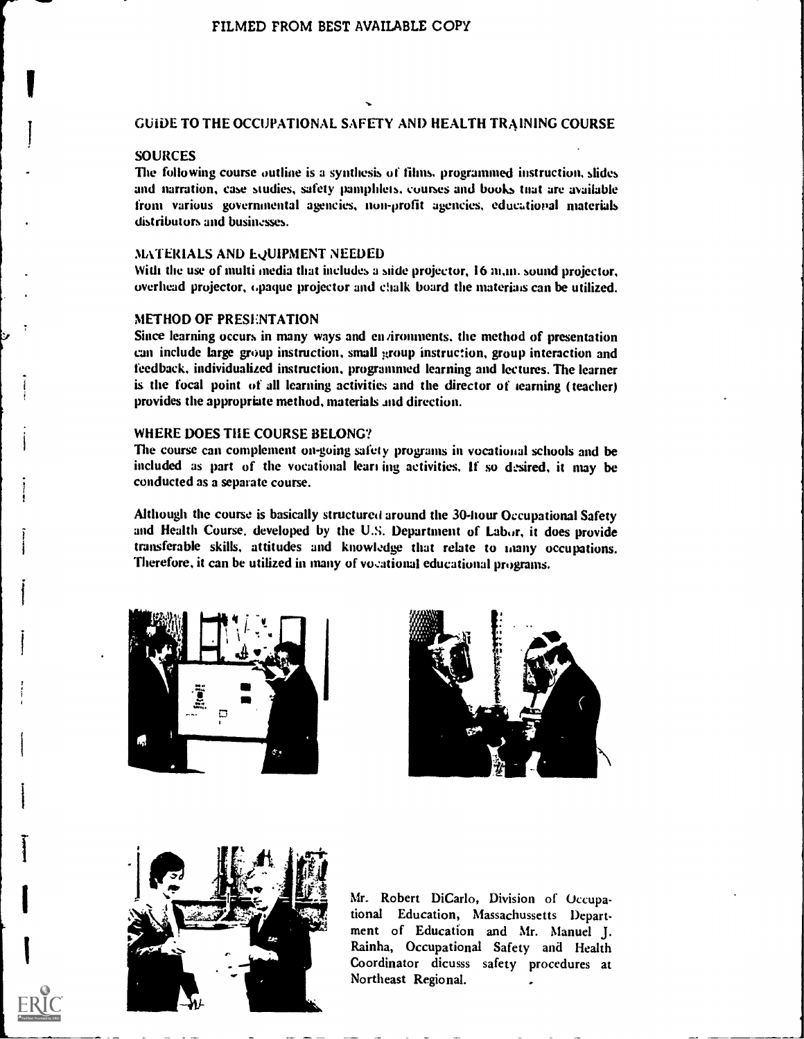FILMED FROM BEST AVAILABLE COPY

## GUIDE TO THE OCCUPATIONAL SAFETY AND HEALTH TRAINING COURSE

### SOURCES

The following course outline is a synthesis of films, programmed instruction, slides and narration, case studies, safety pamphlets, courses and books that are available from various governmental agencies, non-profit agencies, educational materials distributors and businesses.

### MATERIALS AND EQUIPMENT NEEDED

With the use of multi media that includes a slide projector, 16 m.m. sound projector, overhead projector, opaque projector and chalk board the materials can be utilized.

### METHOD OF PRESENTATION

Since learning occurs in many ways and environments, the method of presentation can include large group instruction, small group instruction, group interaction and feedback, individualized instruction, programmed learning and lectures. The learner is the focal point of all learning activities and the director of learning (teacher) provides the appropriate method, materials and direction.

### WHERE DOES THE COURSE BELONG?

The course can complement on-going safety programs in vocational schools and be included as part of the vocational learning activities. If so desired, it may be conducted as a separate course.

Although the course is basically structured around the 30-hour Occupational Safety and Health Course, developed by the U.S. Department of Labor, it does provide transferable skills, attitudes and knowledge that relate to many occupations. Therefore, it can be utilized in many of vocational educational programs.

Mr. Robert DiCarlo, Division of Occupational Education, Massachussetts Department of Education and Mr. Manuel J. Rainha, Occupational Safety and Health Coordinator dicusss safety procedures at Northeast Regional.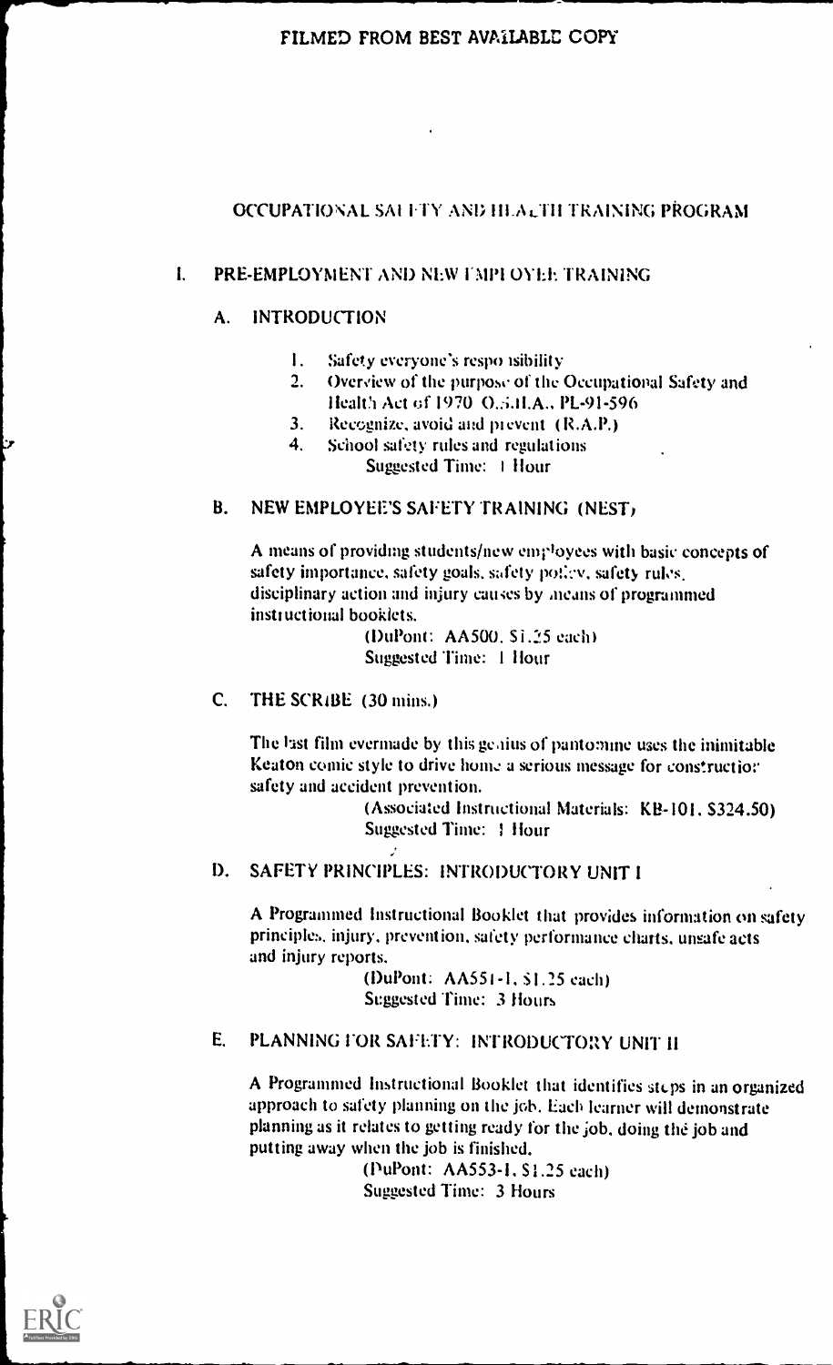# OCCUPATIONAL SAFETY AND HEALTH TRAINING PROGRAM

## I. PRE-EMPLOYMENT AND NEW EMPLOYEE TRAINING

### A. INTRODUCTION

1. Safety everyone's responsibility
2. Overview of the purpose of the Occupational Safety and Health Act of 1970 O.S.H.A., PL-91-596
3. Recognize, avoid and prevent (R.A.P.)
4. School safety rules and regulations

Suggested Time: 1 Hour

### B. NEW EMPLOYEE'S SAFETY TRAINING (NEST)

A means of providing students/new employees with basic concepts of safety importance, safety goals, safety policy, safety rules, disciplinary action and injury causes by means of programmed instructional booklets.

(DuPont: AA500, $1.25 each)
Suggested Time: 1 Hour

### C. THE SCRIBE (30 mins.)

The last film evermade by this genius of pantomime uses the inimitable Keaton comic style to drive home a serious message for construction safety and accident prevention.

(Associated Instructional Materials: KB-101, $324.50)
Suggested Time: 1 Hour

### D. SAFETY PRINCIPLES: INTRODUCTORY UNIT I

A Programmed Instructional Booklet that provides information on safety principles, injury, prevention, safety performance charts, unsafe acts and injury reports.

(DuPont: AA551-1, $1.25 each)
Suggested Time: 3 Hours

### E. PLANNING FOR SAFETY: INTRODUCTORY UNIT II

A Programmed Instructional Booklet that identifies steps in an organized approach to safety planning on the job. Each learner will demonstrate planning as it relates to getting ready for the job, doing the job and putting away when the job is finished.

(DuPont: AA553-1, $1.25 each)
Suggested Time: 3 Hours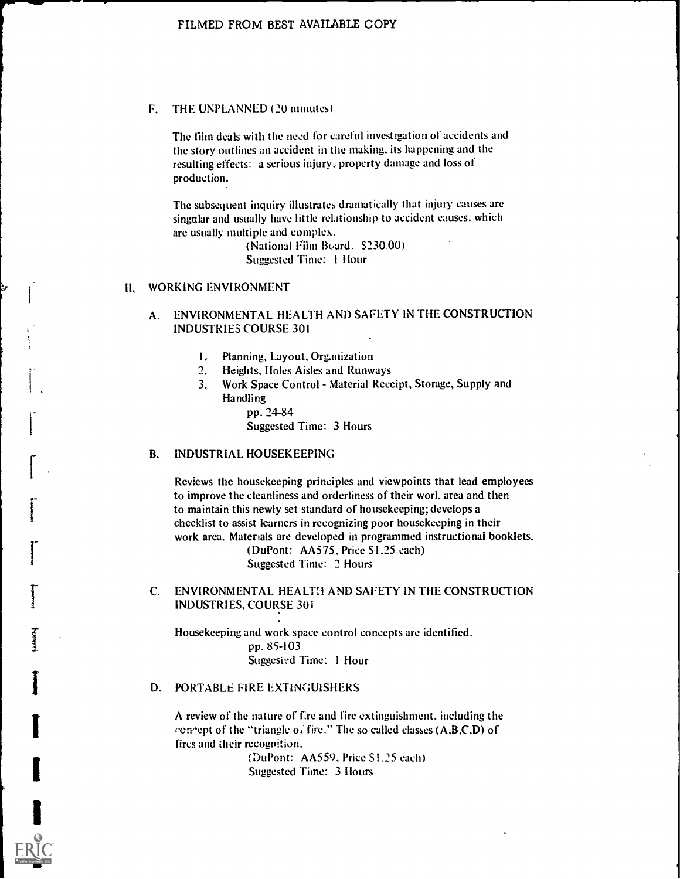FILMED FROM BEST AVAILABLE COPY

F. THE UNPLANNED (20 minutes)

The film deals with the need for careful investigation of accidents and the story outlines an accident in the making, its happening and the resulting effects: a serious injury, property damage and loss of production.

The subsequent inquiry illustrates dramatically that injury causes are singular and usually have little relationship to accident causes, which are usually multiple and complex.

(National Film Board. $230.00)
Suggested Time: 1 Hour

## II. WORKING ENVIRONMENT

A. ENVIRONMENTAL HEALTH AND SAFETY IN THE CONSTRUCTION INDUSTRIES COURSE 301

1. Planning, Layout, Organization
2. Heights, Holes Aisles and Runways
3. Work Space Control - Material Receipt, Storage, Supply and Handling

pp. 24-84
Suggested Time: 3 Hours

B. INDUSTRIAL HOUSEKEEPING

Reviews the housekeeping principles and viewpoints that lead employees to improve the cleanliness and orderliness of their work area and then to maintain this newly set standard of housekeeping; develops a checklist to assist learners in recognizing poor housekeeping in their work area. Materials are developed in programmed instructional booklets.

(DuPont: AA575, Price $1.25 each)
Suggested Time: 2 Hours

C. ENVIRONMENTAL HEALTH AND SAFETY IN THE CONSTRUCTION INDUSTRIES, COURSE 301

Housekeeping and work space control concepts are identified.

pp. 85-103
Suggested Time: 1 Hour

D. PORTABLE FIRE EXTINGUISHERS

A review of the nature of fire and fire extinguishment, including the concept of the "triangle of fire." The so called classes (A,B,C,D) of fires and their recognition.

(DuPont: AA559, Price $1.25 each)
Suggested Time: 3 Hours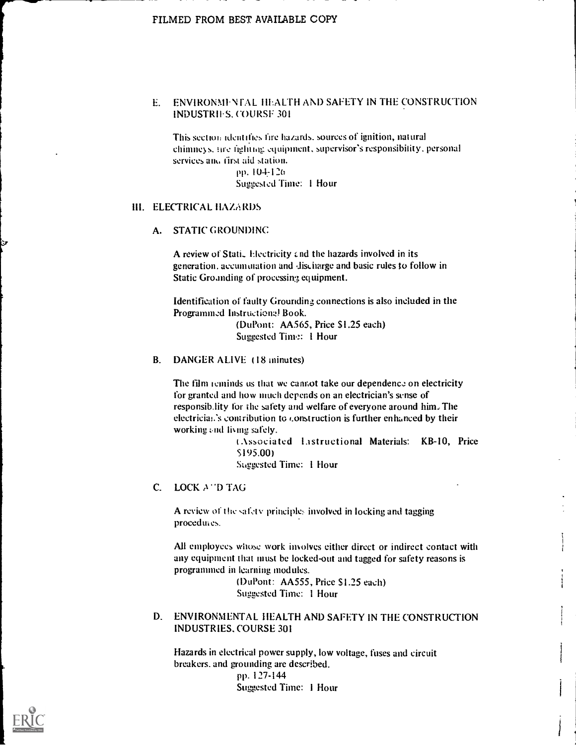FILMED FROM BEST AVAILABLE COPY

E. ENVIRONMENTAL HEALTH AND SAFETY IN THE CONSTRUCTION INDUSTRIES, COURSE 301

This section identifies fire hazards, sources of ignition, natural chimneys, fire fighting equipment, supervisor's responsibility, personal services and first aid station.

pp. 104-126
Suggested Time: 1 Hour

## III. ELECTRICAL HAZARDS

### A. STATIC GROUNDING

A review of Static Electricity and the hazards involved in its generation, accumulation and discharge and basic rules to follow in Static Grounding of processing equipment.

Identification of faulty Grounding connections is also included in the Programmed Instructional Book.

(DuPont: AA565, Price $1.25 each)
Suggested Time: 1 Hour

### B. DANGER ALIVE (18 minutes)

The film reminds us that we cannot take our dependence on electricity for granted and how much depends on an electrician's sense of responsibility for the safety and welfare of everyone around him. The electrician's contribution to construction is further enhanced by their working and living safely.

(Associated Instructional Materials: KB-10, Price $195.00)
Suggested Time: 1 Hour

### C. LOCK AND TAG

A review of the safety principles involved in locking and tagging procedures.

All employees whose work involves either direct or indirect contact with any equipment that must be locked-out and tagged for safety reasons is programmed in learning modules.

(DuPont: AA555, Price $1.25 each)
Suggested Time: 1 Hour

### D. ENVIRONMENTAL HEALTH AND SAFETY IN THE CONSTRUCTION INDUSTRIES, COURSE 301

Hazards in electrical power supply, low voltage, fuses and circuit breakers, and grounding are described.

pp. 127-144
Suggested Time: 1 Hour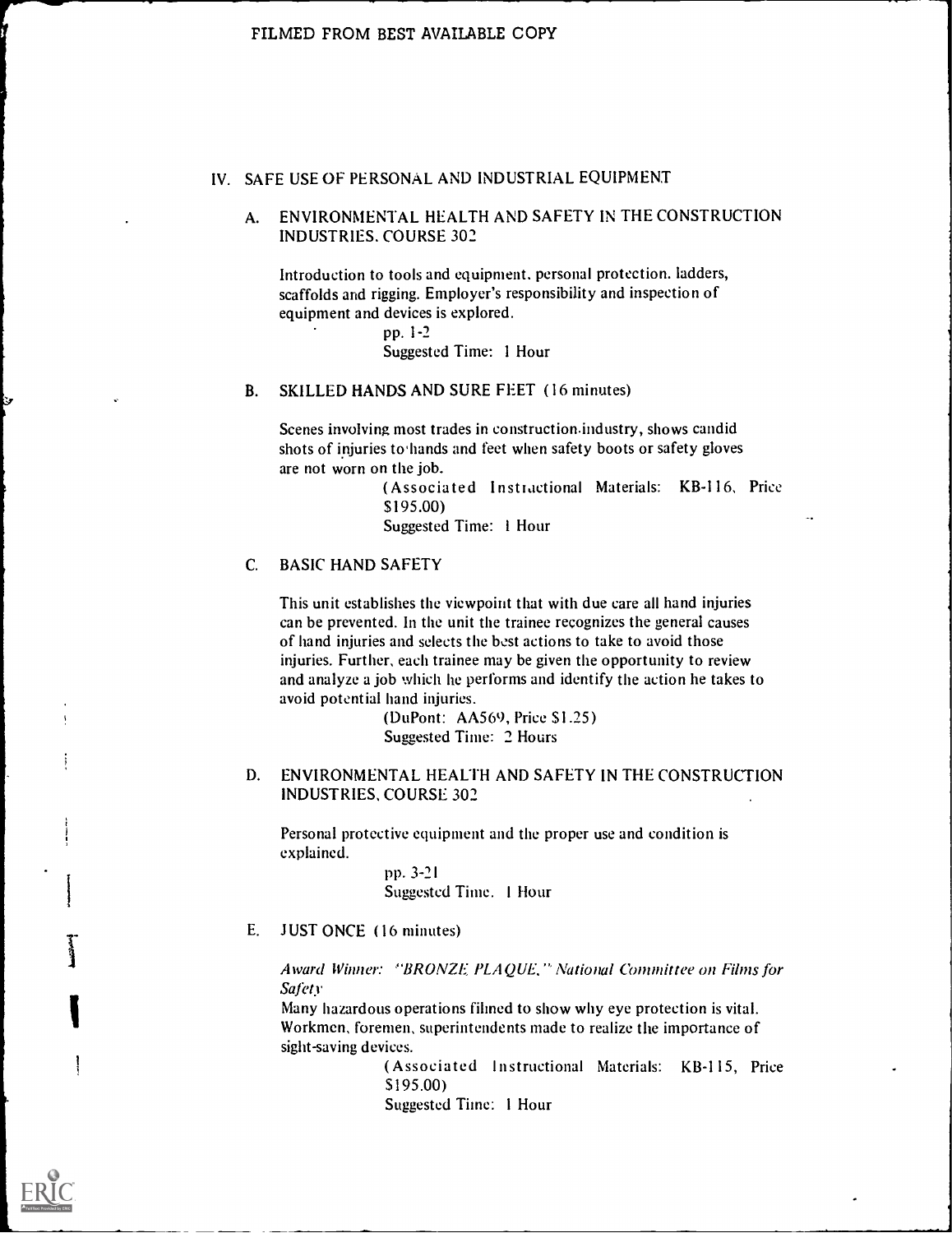FILMED FROM BEST AVAILABLE COPY

## IV. SAFE USE OF PERSONAL AND INDUSTRIAL EQUIPMENT

### A. ENVIRONMENTAL HEALTH AND SAFETY IN THE CONSTRUCTION INDUSTRIES, COURSE 302

Introduction to tools and equipment, personal protection, ladders, scaffolds and rigging. Employer's responsibility and inspection of equipment and devices is explored.

pp. 1-2
Suggested Time: 1 Hour

### B. SKILLED HANDS AND SURE FEET (16 minutes)

Scenes involving most trades in construction industry, shows candid shots of injuries to hands and feet when safety boots or safety gloves are not worn on the job.

(Associated Instructional Materials: KB-116, Price $195.00)
Suggested Time: 1 Hour

### C. BASIC HAND SAFETY

This unit establishes the viewpoint that with due care all hand injuries can be prevented. In the unit the trainee recognizes the general causes of hand injuries and selects the best actions to take to avoid those injuries. Further, each trainee may be given the opportunity to review and analyze a job which he performs and identify the action he takes to avoid potential hand injuries.

(DuPont: AA569, Price $1.25)
Suggested Time: 2 Hours

### D. ENVIRONMENTAL HEALTH AND SAFETY IN THE CONSTRUCTION INDUSTRIES, COURSE 302

Personal protective equipment and the proper use and condition is explained.

pp. 3-21
Suggested Time. 1 Hour

### E. JUST ONCE (16 minutes)

*Award Winner: "BRONZE PLAQUE," National Committee on Films for Safety*

Many hazardous operations filmed to show why eye protection is vital. Workmen, foremen, superintendents made to realize the importance of sight-saving devices.

(Associated Instructional Materials: KB-115, Price $195.00)
Suggested Time: 1 Hour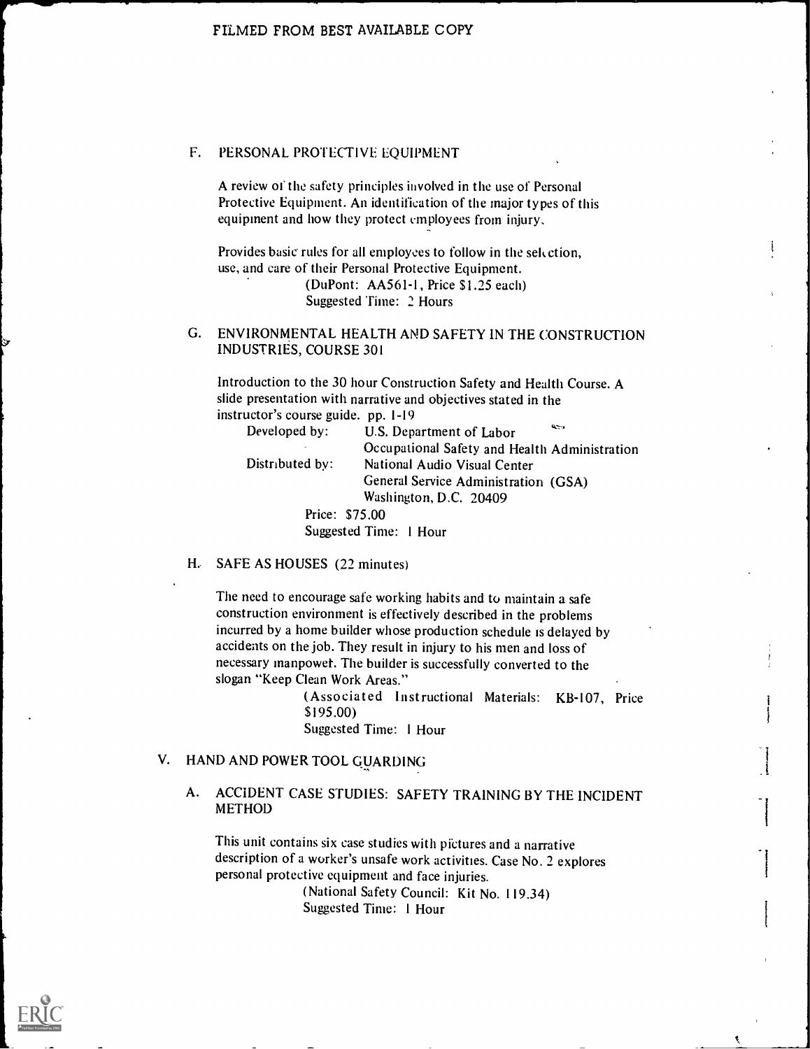FILMED FROM BEST AVAILABLE COPY

F. PERSONAL PROTECTIVE EQUIPMENT

A review of the safety principles involved in the use of Personal Protective Equipment. An identification of the major types of this equipment and how they protect employees from injury.

Provides basic rules for all employees to follow in the selection, use, and care of their Personal Protective Equipment.

(DuPont: AA561-1, Price $1.25 each)
Suggested Time: 2 Hours

G. ENVIRONMENTAL HEALTH AND SAFETY IN THE CONSTRUCTION INDUSTRIES, COURSE 301

Introduction to the 30 hour Construction Safety and Health Course. A slide presentation with narrative and objectives stated in the instructor's course guide. pp. 1-19

Developed by: U.S. Department of Labor
Occupational Safety and Health Administration
Distributed by: National Audio Visual Center
General Service Administration (GSA)
Washington, D.C. 20409
Price: $75.00
Suggested Time: 1 Hour

H. SAFE AS HOUSES (22 minutes)

The need to encourage safe working habits and to maintain a safe construction environment is effectively described in the problems incurred by a home builder whose production schedule is delayed by accidents on the job. They result in injury to his men and loss of necessary manpower. The builder is successfully converted to the slogan "Keep Clean Work Areas."

(Associated Instructional Materials: KB-107, Price $195.00)
Suggested Time: 1 Hour

V. HAND AND POWER TOOL GUARDING

A. ACCIDENT CASE STUDIES: SAFETY TRAINING BY THE INCIDENT METHOD

This unit contains six case studies with pictures and a narrative description of a worker's unsafe work activities. Case No. 2 explores personal protective equipment and face injuries.

(National Safety Council: Kit No. 119.34)
Suggested Time: 1 Hour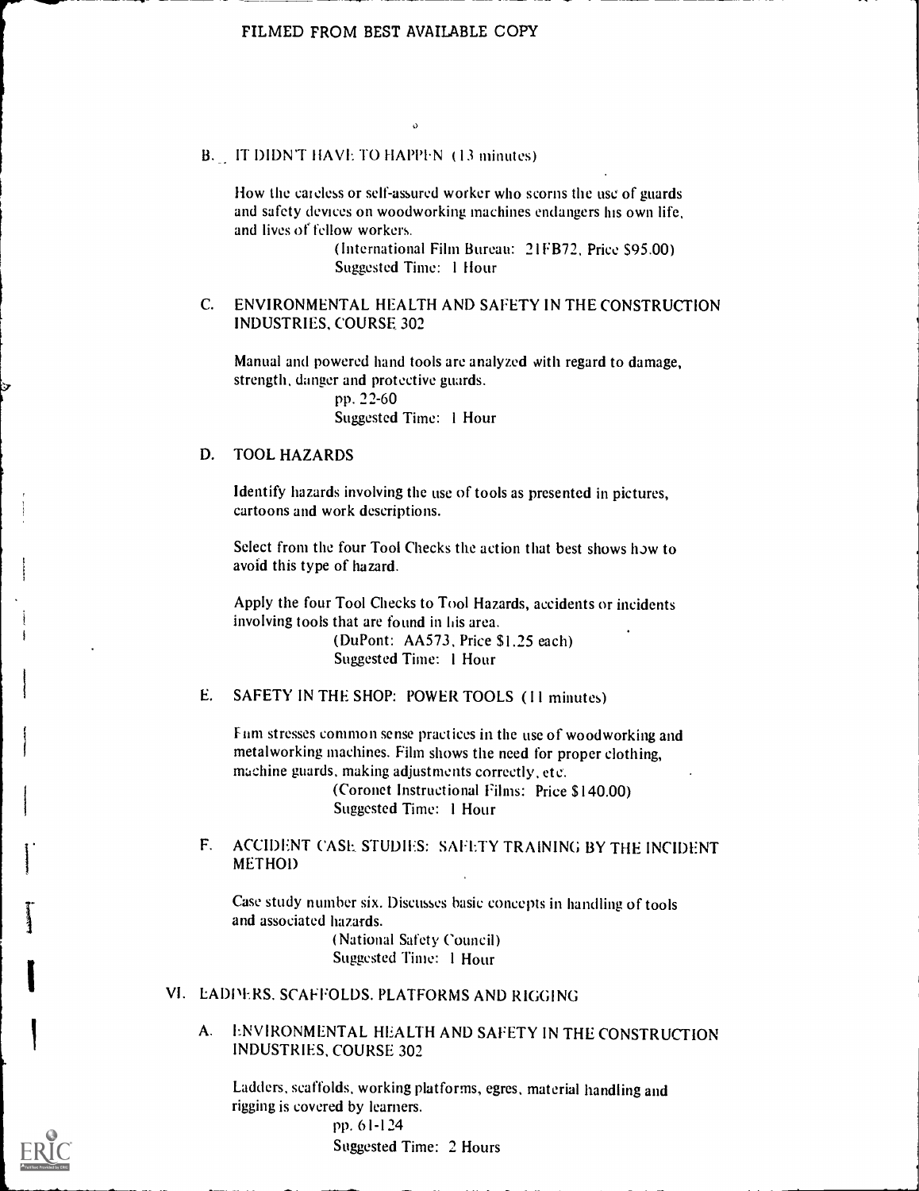FILMED FROM BEST AVAILABLE COPY

B. IT DIDN'T HAVE TO HAPPEN (13 minutes)

How the careless or self-assured worker who scorns the use of guards and safety devices on woodworking machines endangers his own life, and lives of fellow workers.

(International Film Bureau: 21FB72, Price $95.00)
Suggested Time: 1 Hour

C. ENVIRONMENTAL HEALTH AND SAFETY IN THE CONSTRUCTION INDUSTRIES, COURSE 302

Manual and powered hand tools are analyzed with regard to damage, strength, danger and protective guards.

pp. 22-60
Suggested Time: 1 Hour

D. TOOL HAZARDS

Identify hazards involving the use of tools as presented in pictures, cartoons and work descriptions.

Select from the four Tool Checks the action that best shows how to avoid this type of hazard.

Apply the four Tool Checks to Tool Hazards, accidents or incidents involving tools that are found in his area.

(DuPont: AA573, Price $1.25 each)
Suggested Time: 1 Hour

E. SAFETY IN THE SHOP: POWER TOOLS (11 minutes)

Film stresses common sense practices in the use of woodworking and metalworking machines. Film shows the need for proper clothing, machine guards, making adjustments correctly, etc.

(Coronet Instructional Films: Price $140.00)
Suggested Time: 1 Hour

F. ACCIDENT CASE STUDIES: SAFETY TRAINING BY THE INCIDENT METHOD

Case study number six. Discusses basic concepts in handling of tools and associated hazards.

(National Safety Council)
Suggested Time: 1 Hour

VI. LADDERS, SCAFFOLDS, PLATFORMS AND RIGGING

A. ENVIRONMENTAL HEALTH AND SAFETY IN THE CONSTRUCTION INDUSTRIES, COURSE 302

Ladders, scaffolds, working platforms, egres, material handling and rigging is covered by learners.

pp. 61-124
Suggested Time: 2 Hours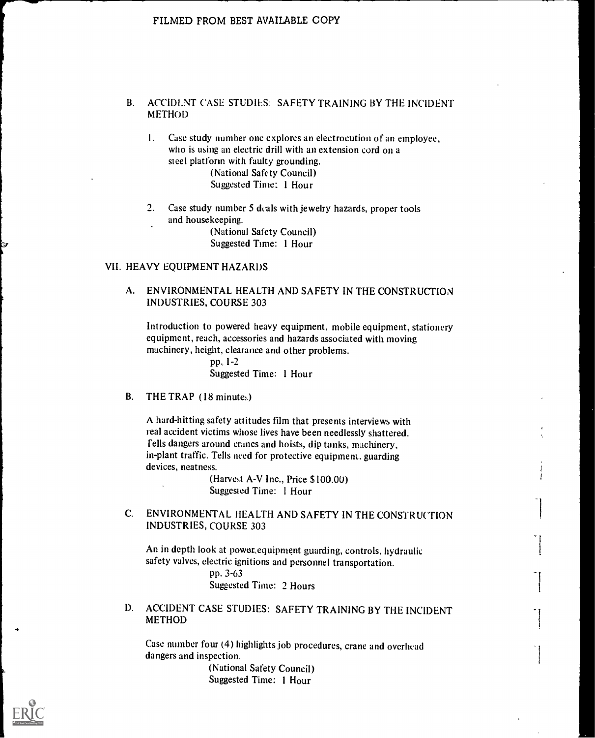B. ACCIDENT CASE STUDIES: SAFETY TRAINING BY THE INCIDENT METHOD

1. Case study number one explores an electrocution of an employee, who is using an electric drill with an extension cord on a steel platform with faulty grounding.
   (National Safety Council)
   Suggested Time: 1 Hour

2. Case study number 5 deals with jewelry hazards, proper tools and housekeeping.
   (National Safety Council)
   Suggested Time: 1 Hour

## VII. HEAVY EQUIPMENT HAZARDS

A. ENVIRONMENTAL HEALTH AND SAFETY IN THE CONSTRUCTION INDUSTRIES, COURSE 303

Introduction to powered heavy equipment, mobile equipment, stationery equipment, reach, accessories and hazards associated with moving machinery, height, clearance and other problems.
pp. 1-2
Suggested Time: 1 Hour

B. THE TRAP (18 minutes)

A hard-hitting safety attitudes film that presents interviews with real accident victims whose lives have been needlessly shattered. Tells dangers around cranes and hoists, dip tanks, machinery, in-plant traffic. Tells need for protective equipment. guarding devices, neatness.
(Harvest A-V Inc., Price $100.00)
Suggested Time: 1 Hour

C. ENVIRONMENTAL HEALTH AND SAFETY IN THE CONSTRUCTION INDUSTRIES, COURSE 303

An in depth look at power equipment guarding, controls, hydraulic safety valves, electric ignitions and personnel transportation.
pp. 3-63
Suggested Time: 2 Hours

D. ACCIDENT CASE STUDIES: SAFETY TRAINING BY THE INCIDENT METHOD

Case number four (4) highlights job procedures, crane and overhead dangers and inspection.
(National Safety Council)
Suggested Time: 1 Hour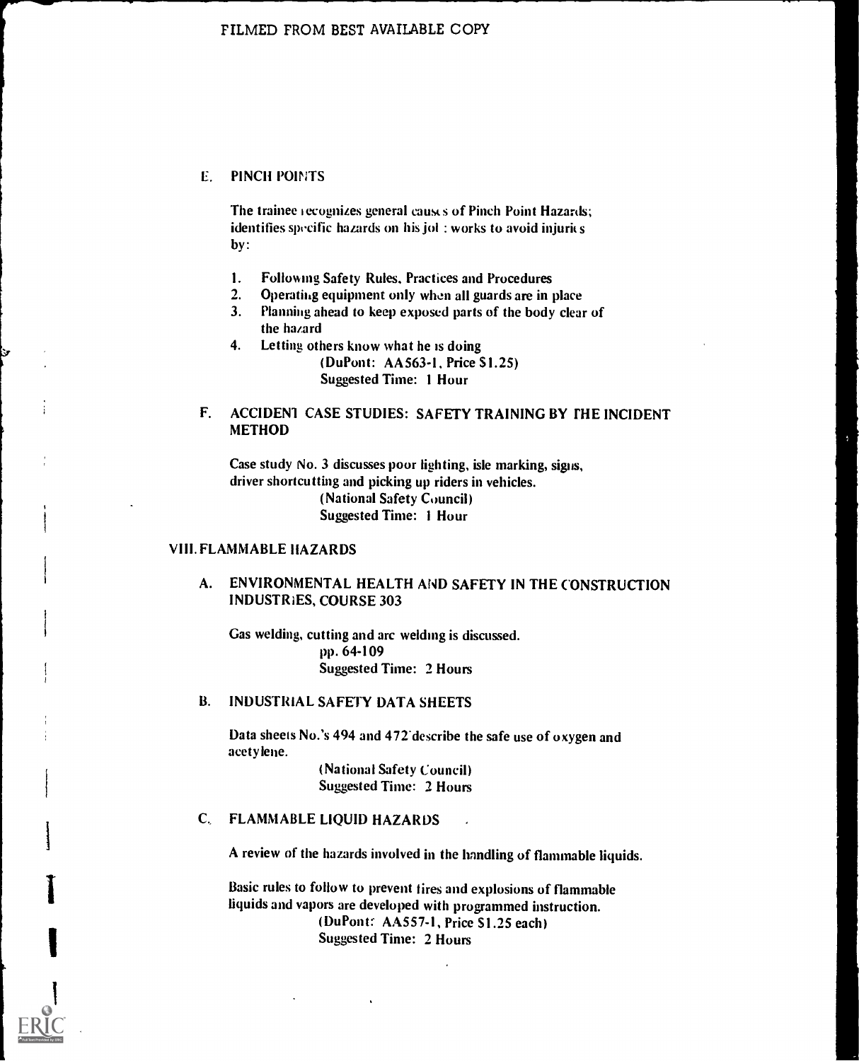FILMED FROM BEST AVAILABLE COPY

### E. PINCH POINTS

The trainee recognizes general causes of Pinch Point Hazards; identifies specific hazards on his job: works to avoid injuries by:

1. Following Safety Rules, Practices and Procedures
2. Operating equipment only when all guards are in place
3. Planning ahead to keep exposed parts of the body clear of the hazard
4. Letting others know what he is doing

(DuPont: AA563-1, Price $1.25)
Suggested Time: 1 Hour

### F. ACCIDENT CASE STUDIES: SAFETY TRAINING BY THE INCIDENT METHOD

Case study No. 3 discusses poor lighting, isle marking, signs, driver shortcutting and picking up riders in vehicles.

(National Safety Council)
Suggested Time: 1 Hour

## VIII. FLAMMABLE HAZARDS

### A. ENVIRONMENTAL HEALTH AND SAFETY IN THE CONSTRUCTION INDUSTRIES, COURSE 303

Gas welding, cutting and arc welding is discussed.

pp. 64-109
Suggested Time: 2 Hours

### B. INDUSTRIAL SAFETY DATA SHEETS

Data sheets No.'s 494 and 472 describe the safe use of oxygen and acetylene.

(National Safety Council)
Suggested Time: 2 Hours

### C. FLAMMABLE LIQUID HAZARDS

A review of the hazards involved in the handling of flammable liquids.

Basic rules to follow to prevent fires and explosions of flammable liquids and vapors are developed with programmed instruction.

(DuPont: AA557-1, Price $1.25 each)
Suggested Time: 2 Hours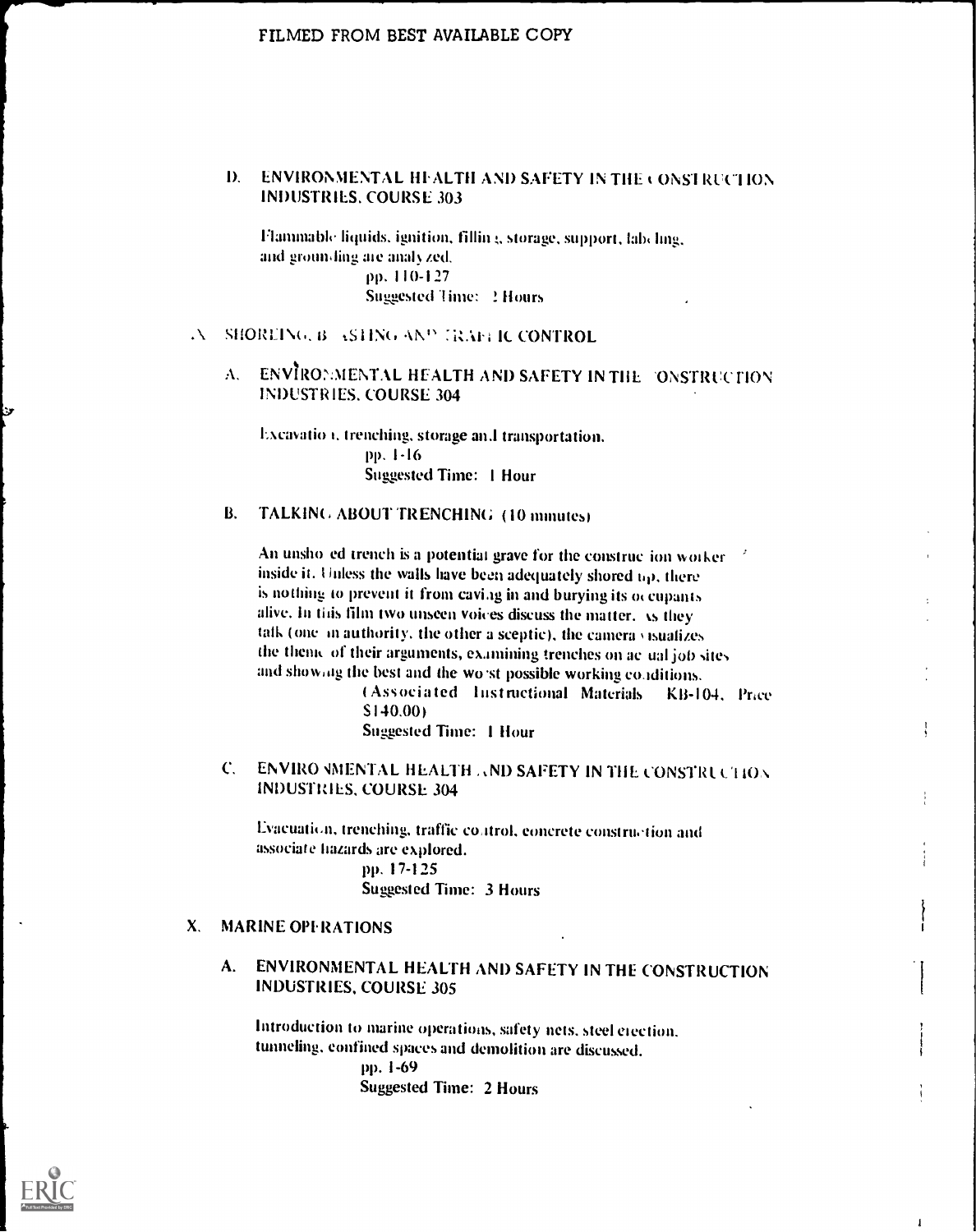FILMED FROM BEST AVAILABLE COPY

D. ENVIRONMENTAL HEALTH AND SAFETY IN THE CONSTRUCTION INDUSTRIES, COURSE 303

Flammable liquids, ignition, filling, storage, support, labeling, and grounding are analyzed.
pp. 110-127
Suggested Time: 2 Hours

X. SHORING, BLASTING AND TRAFFIC CONTROL

A. ENVIRONMENTAL HEALTH AND SAFETY IN THE CONSTRUCTION INDUSTRIES, COURSE 304

Excavation, trenching, storage and transportation.
pp. 1-16
Suggested Time: 1 Hour

B. TALKING ABOUT TRENCHING (10 minutes)

An unshored trench is a potential grave for the construction worker inside it. Unless the walls have been adequately shored up, there is nothing to prevent it from caving in and burying its occupants alive. In this film two unseen voices discuss the matter. As they talk (one in authority, the other a sceptic), the camera visualizes the theme of their arguments, examining trenches on actual job sites and showing the best and the worst possible working conditions.
(Associated Instructional Materials KB-104, Price $140.00)
Suggested Time: 1 Hour

C. ENVIRONMENTAL HEALTH AND SAFETY IN THE CONSTRUCTION INDUSTRIES, COURSE 304

Evacuation, trenching, traffic control, concrete construction and associate hazards are explored.
pp. 17-125
Suggested Time: 3 Hours

X. MARINE OPERATIONS

A. ENVIRONMENTAL HEALTH AND SAFETY IN THE CONSTRUCTION INDUSTRIES, COURSE 305

Introduction to marine operations, safety nets, steel erection, tunneling, confined spaces and demolition are discussed.
pp. 1-69
Suggested Time: 2 Hours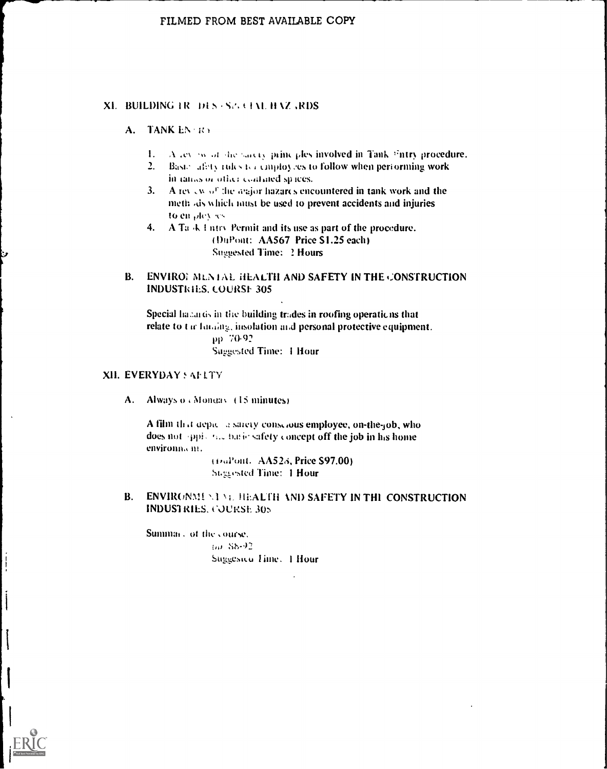FILMED FROM BEST AVAILABLE COPY

## XI. BUILDING TRADES - SPECIAL HAZARDS

### A. TANK ENTRY

1. A review of the safety principles involved in Tank Entry procedure.
2. Basic safety rules for employees to follow when performing work in tanks or other confined spaces.
3. A review of the major hazards encountered in tank work and the methods which must be used to prevent accidents and injuries to employees.
4. A Tank Entry Permit and its use as part of the procedure.

   (DuPont: AA567 Price $1.25 each)
   Suggested Time: 2 Hours

### B. ENVIRONMENTAL HEALTH AND SAFETY IN THE CONSTRUCTION INDUSTRIES, COURSE 305

Special hazards in the building trades in roofing operations that relate to tar fuming, insolation and personal protective equipment.

pp. 70-92
Suggested Time: 1 Hour

## XII. EVERYDAY SAFETY

### A. Always on Monday (15 minutes)

A film that depicts a safety conscious employee, on-the-job, who does not apply the basic safety concept off the job in his home environment.

(DuPont: AA526, Price $97.00)
Suggested Time: 1 Hour

### B. ENVIRONMENTAL HEALTH AND SAFETY IN THE CONSTRUCTION INDUSTRIES, COURSE 305

Summary of the course.

pp. 88-92
Suggested Time: 1 Hour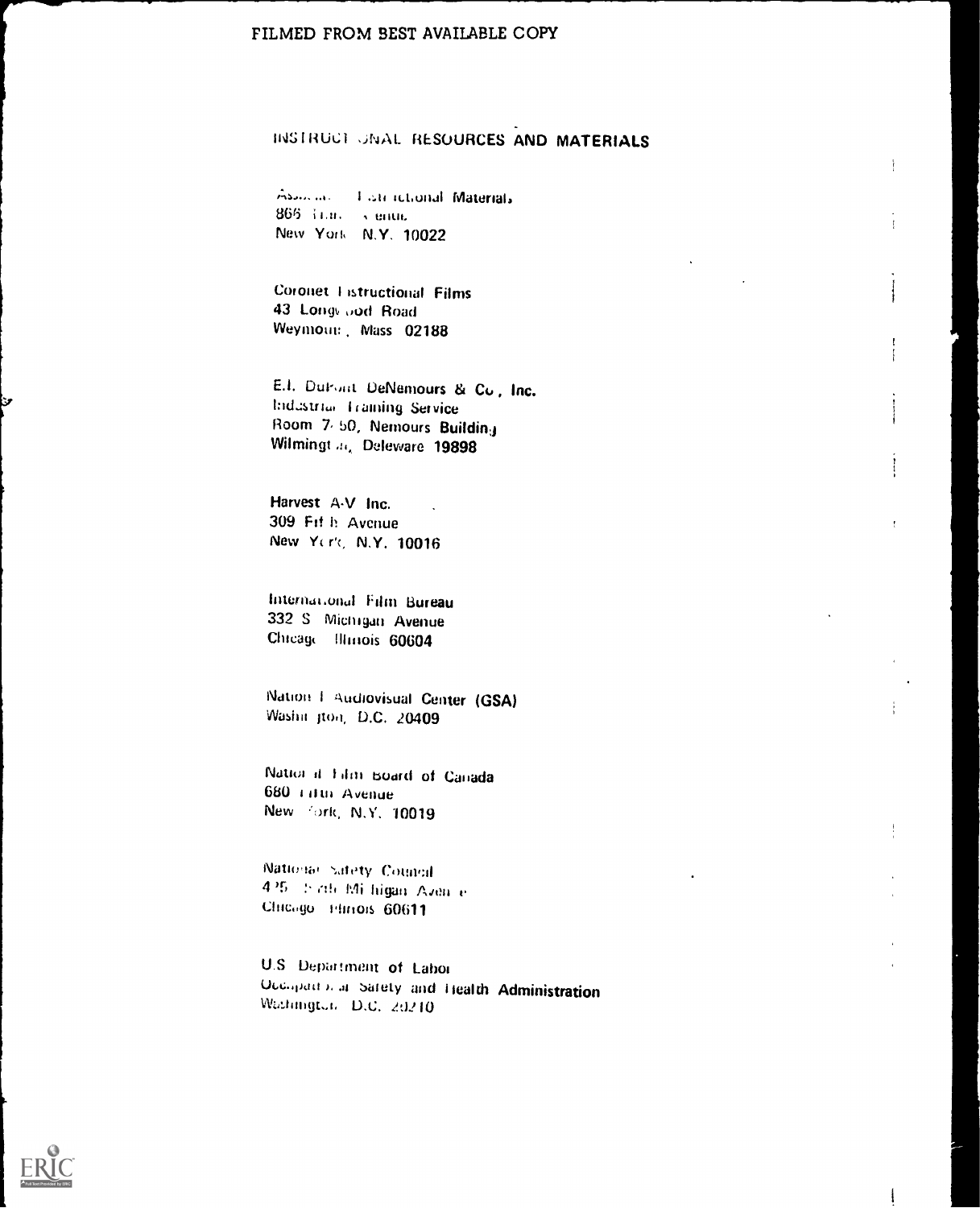FILMED FROM BEST AVAILABLE COPY

# INSTRUCTIONAL RESOURCES AND MATERIALS

Association Instructional Materials
866 Third Avenue
New York, N.Y. 10022

Coronet Instructional Films
43 Longwood Road
Weymouth, Mass 02188

E.I. DuPont DeNemours & Co., Inc.
Industrial Training Service
Room 7-50, Nemours Building
Wilmington, Deleware 19898

Harvest A-V Inc.
309 Fifth Avenue
New York, N.Y. 10016

International Film Bureau
332 S Michigan Avenue
Chicago Illinois 60604

National Audiovisual Center (GSA)
Washington, D.C. 20409

National Film Board of Canada
680 Fifth Avenue
New York, N.Y. 10019

National Safety Council
425 North Michigan Avenue
Chicago Illinois 60611

U.S Department of Labor
Occupational Safety and Health Administration
Washington D.C. 20210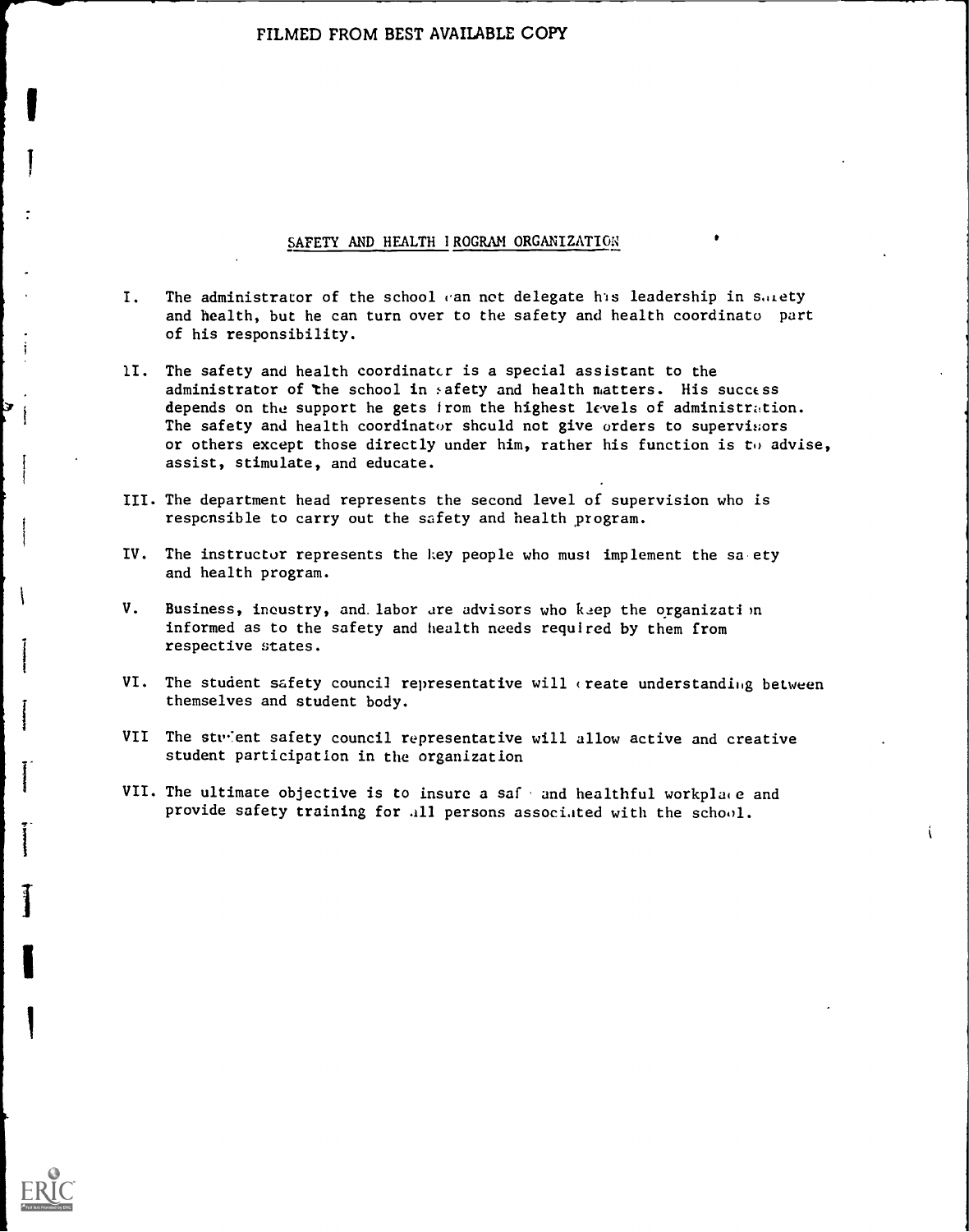FILMED FROM BEST AVAILABLE COPY

## SAFETY AND HEALTH PROGRAM ORGANIZATION

I. The administrator of the school can not delegate his leadership in safety and health, but he can turn over to the safety and health coordinator part of his responsibility.

II. The safety and health coordinator is a special assistant to the administrator of the school in safety and health matters. His success depends on the support he gets from the highest levels of administration. The safety and health coordinator should not give orders to supervisors or others except those directly under him, rather his function is to advise, assist, stimulate, and educate.

III. The department head represents the second level of supervision who is responsible to carry out the safety and health program.

IV. The instructor represents the key people who must implement the safety and health program.

V. Business, industry, and labor are advisors who keep the organization informed as to the safety and health needs required by them from respective states.

VI. The student safety council representative will create understanding between themselves and student body.

VII The student safety council representative will allow active and creative student participation in the organization

VII. The ultimate objective is to insure a safe and healthful workplace and provide safety training for all persons associated with the school.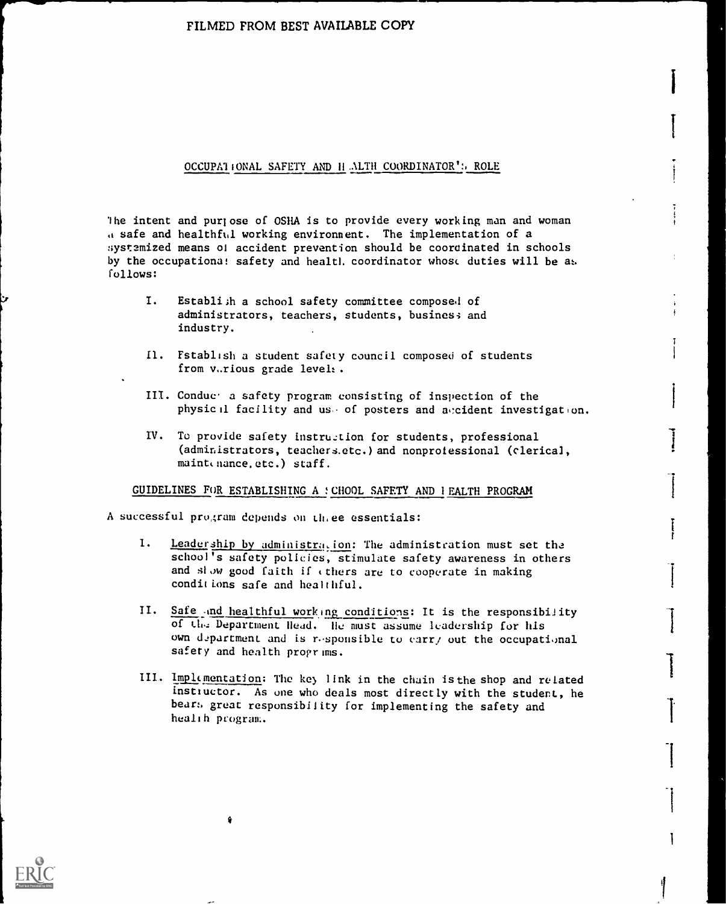FILMED FROM BEST AVAILABLE COPY

## OCCUPATIONAL SAFETY AND HEALTH COORDINATOR'S ROLE

The intent and purpose of OSHA is to provide every working man and woman a safe and healthful working environment. The implementation of a systemized means of accident prevention should be coordinated in schools by the occupational safety and health coordinator whose duties will be as follows:

I. Establish a school safety committee composed of administrators, teachers, students, business and industry.

II. Establish a student safety council composed of students from various grade levels.

III. Conduct a safety program consisting of inspection of the physical facility and use of posters and accident investigation.

IV. To provide safety instruction for students, professional (administrators, teachers.etc.) and nonprofessional (clerical, maintenance.etc.) staff.

## GUIDELINES FOR ESTABLISHING A SCHOOL SAFETY AND HEALTH PROGRAM

A successful program depends on three essentials:

I. Leadership by administration: The administration must set the school's safety policies, stimulate safety awareness in others and show good faith if others are to cooperate in making conditions safe and healthful.

II. Safe and healthful working conditions: It is the responsibility of the Department Head. He must assume leadership for his own department and is responsible to carry out the occupational safety and health programs.

III. Implementation: The key link in the chain is the shop and related instructor. As one who deals most directly with the student, he bears great responsibility for implementing the safety and health program.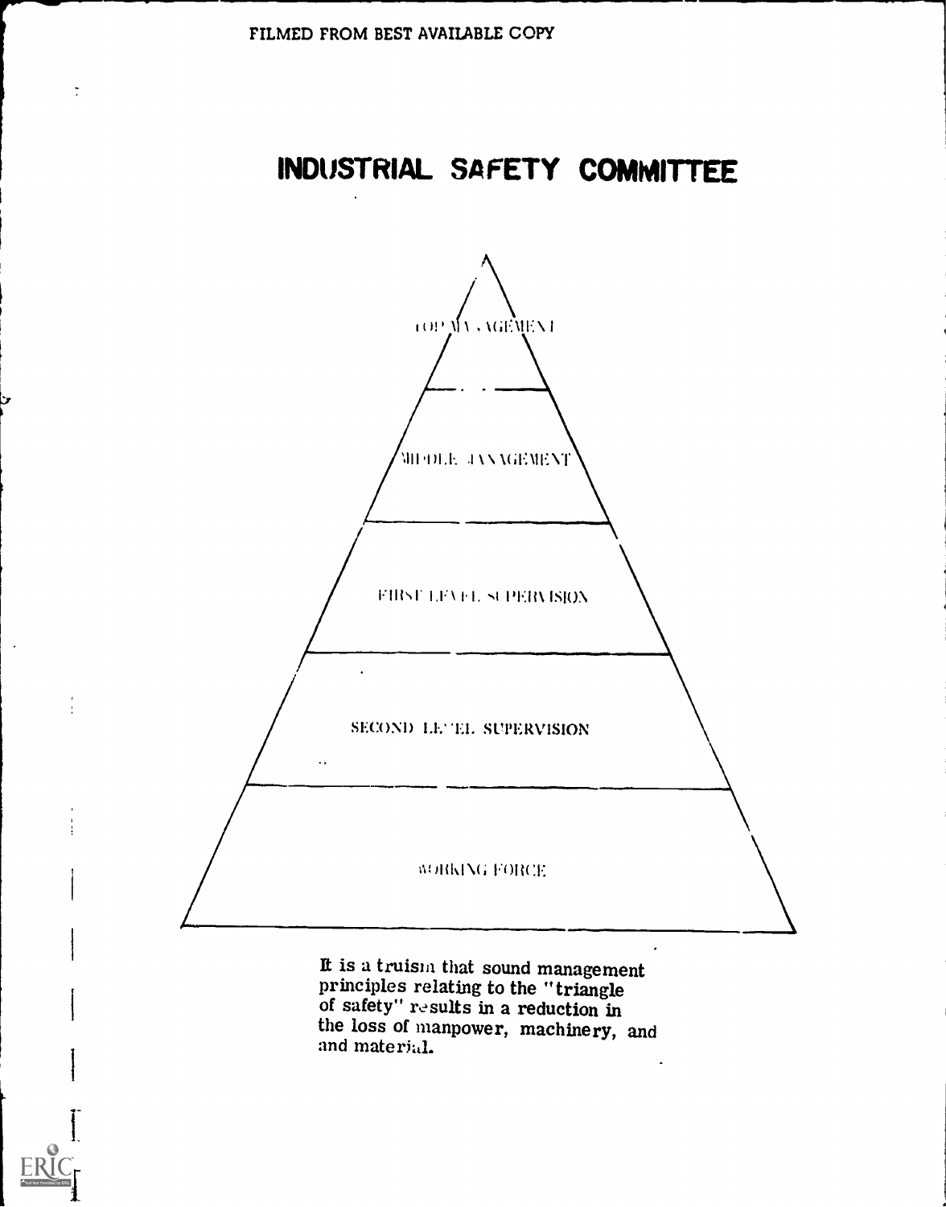FILMED FROM BEST AVAILABLE COPY

# INDUSTRIAL SAFETY COMMITTEE

TOP MANAGEMENT

MIDDLE MANAGEMENT

FIRST LEVEL SUPERVISION

SECOND LEVEL SUPERVISION

WORKING FORCE

It is a truism that sound management principles relating to the "triangle of safety" results in a reduction in the loss of manpower, machinery, and and material.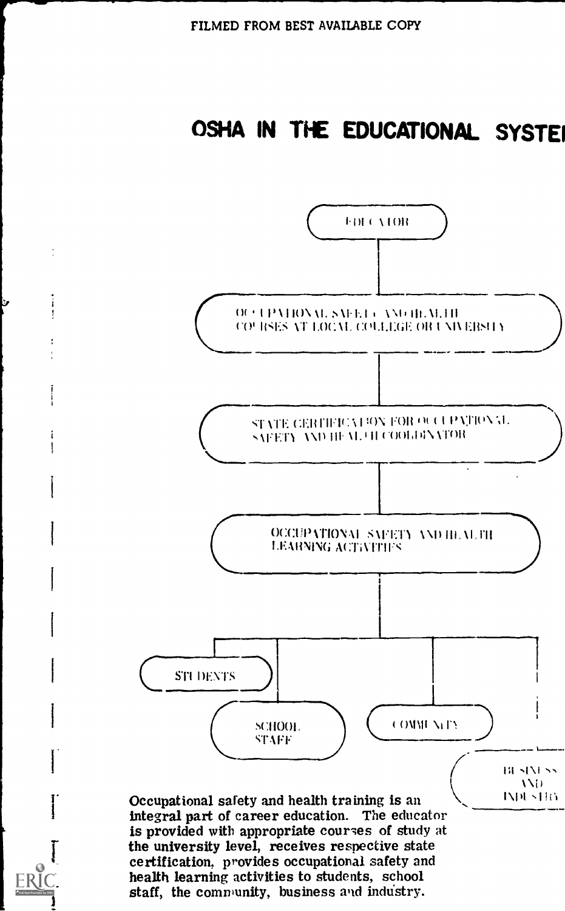# OSHA IN THE EDUCATIONAL SYSTEM

EDUCATOR

OCCUPATIONAL SAFETY AND HEALTH COURSES AT LOCAL COLLEGE OR UNIVERSITY

STATE CERTIFICATION FOR OCCUPATIONAL SAFETY AND HEALTH COORDINATOR

OCCUPATIONAL SAFETY AND HEALTH LEARNING ACTIVITIES

STUDENTS

SCHOOL STAFF

COMMUNITY

BUSINESS AND INDUSTRY

Occupational safety and health training is an integral part of career education. The educator is provided with appropriate courses of study at the university level, receives respective state certification, provides occupational safety and health learning activities to students, school staff, the community, business and industry.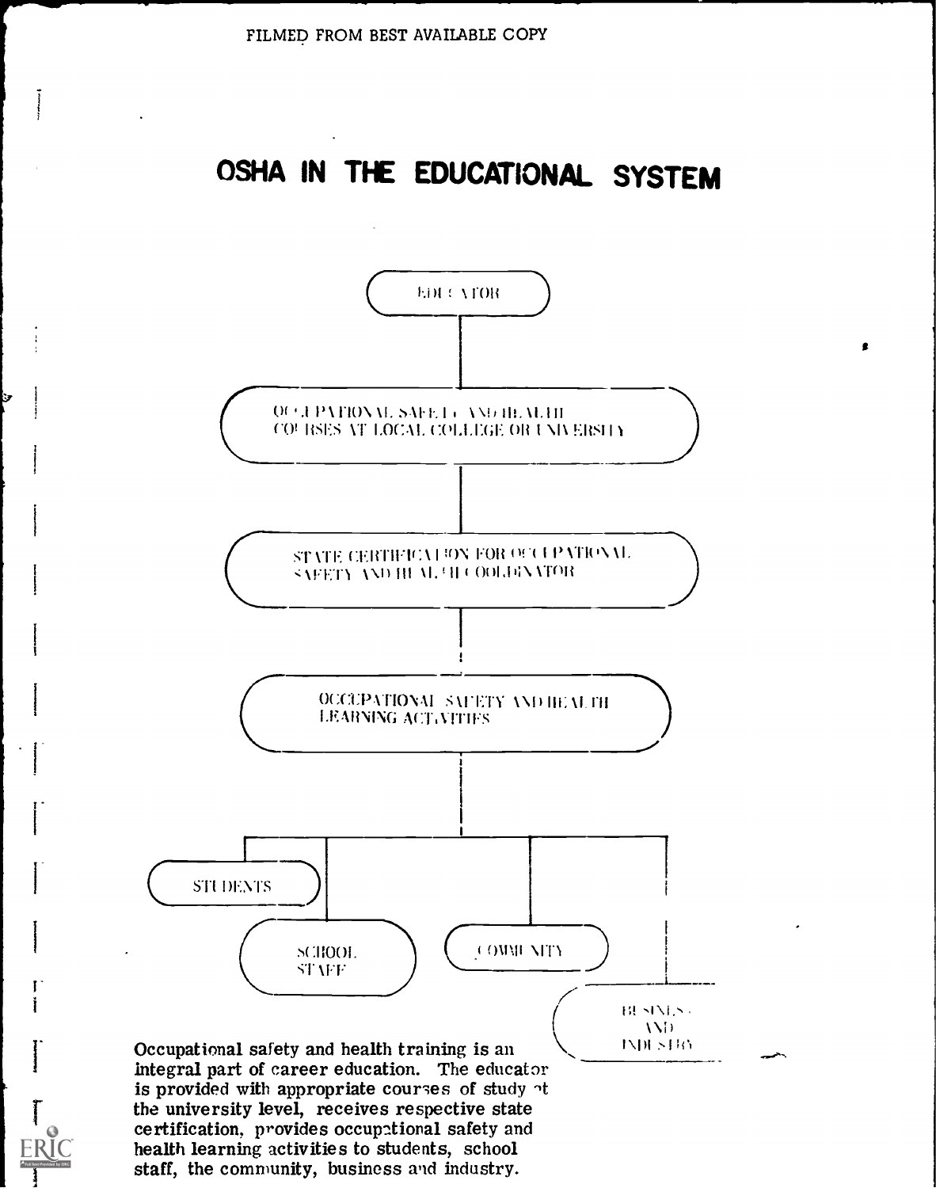FILMED FROM BEST AVAILABLE COPY

# OSHA IN THE EDUCATIONAL SYSTEM

EDUCATOR

OCCUPATIONAL SAFETY AND HEALTH COURSES AT LOCAL COLLEGE OR UNIVERSITY

STATE CERTIFICATION FOR OCCUPATIONAL SAFETY AND HEALTH COORDINATOR

OCCUPATIONAL SAFETY AND HEALTH LEARNING ACTIVITIES

STUDENTS

SCHOOL STAFF

COMMUNITY

BUSINESS AND INDUSTRY

Occupational safety and health training is an integral part of career education. The educator is provided with appropriate courses of study at the university level, receives respective state certification, provides occupational safety and health learning activities to students, school staff, the community, business and industry.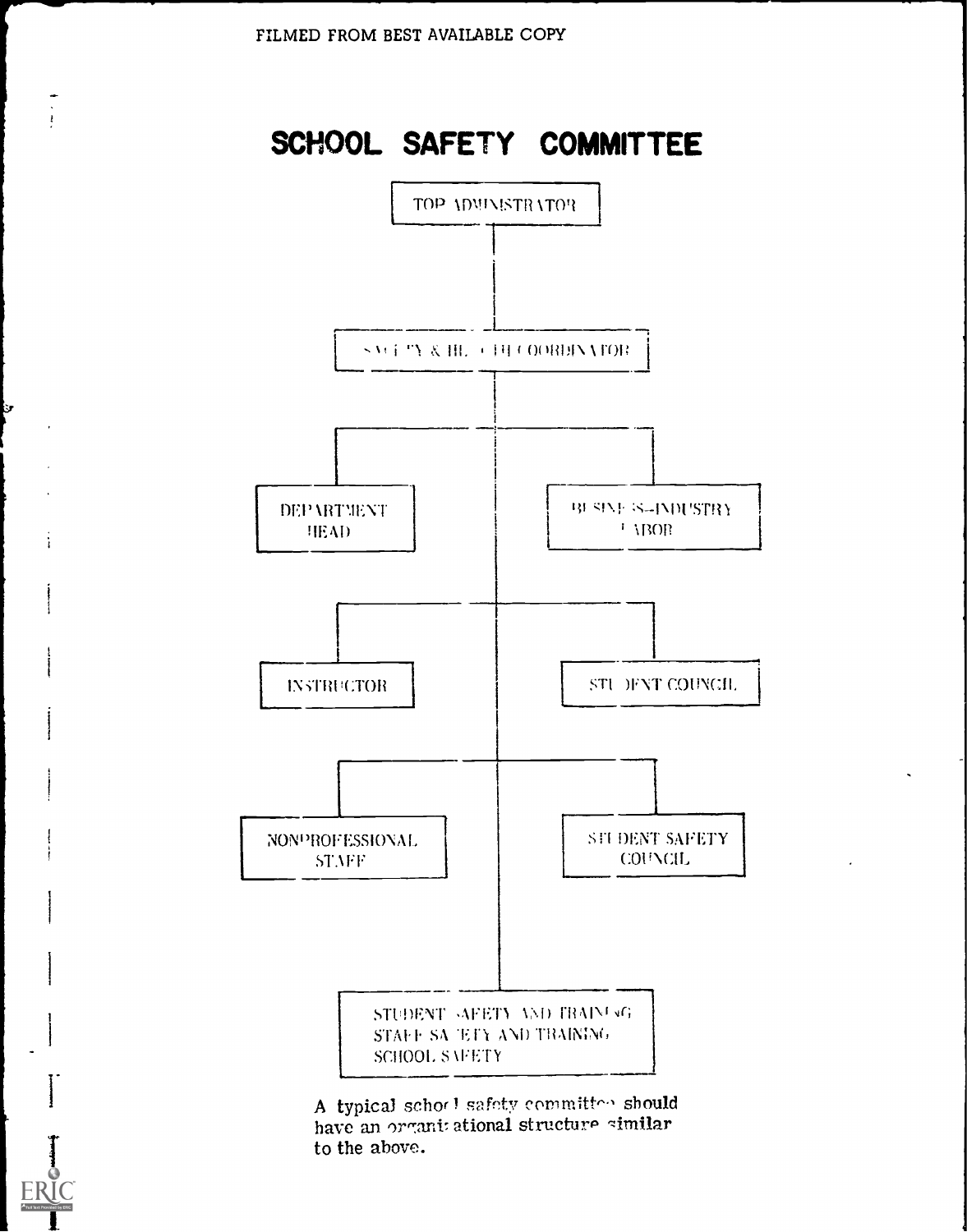FILMED FROM BEST AVAILABLE COPY

# SCHOOL SAFETY COMMITTEE

- TOP ADMINISTRATOR
  - SAFETY & HEALTH COORDINATOR
    - DEPARTMENT HEAD
    - BUSINESS–INDUSTRY LABOR
    - INSTRUCTOR
    - STUDENT COUNCIL
    - NONPROFESSIONAL STAFF
    - STUDENT SAFETY COUNCIL
    - STUDENT SAFETY AND TRAINING  
      STAFF SAFETY AND TRAINING  
      SCHOOL SAFETY

A typical school safety committee should have an organizational structure similar to the above.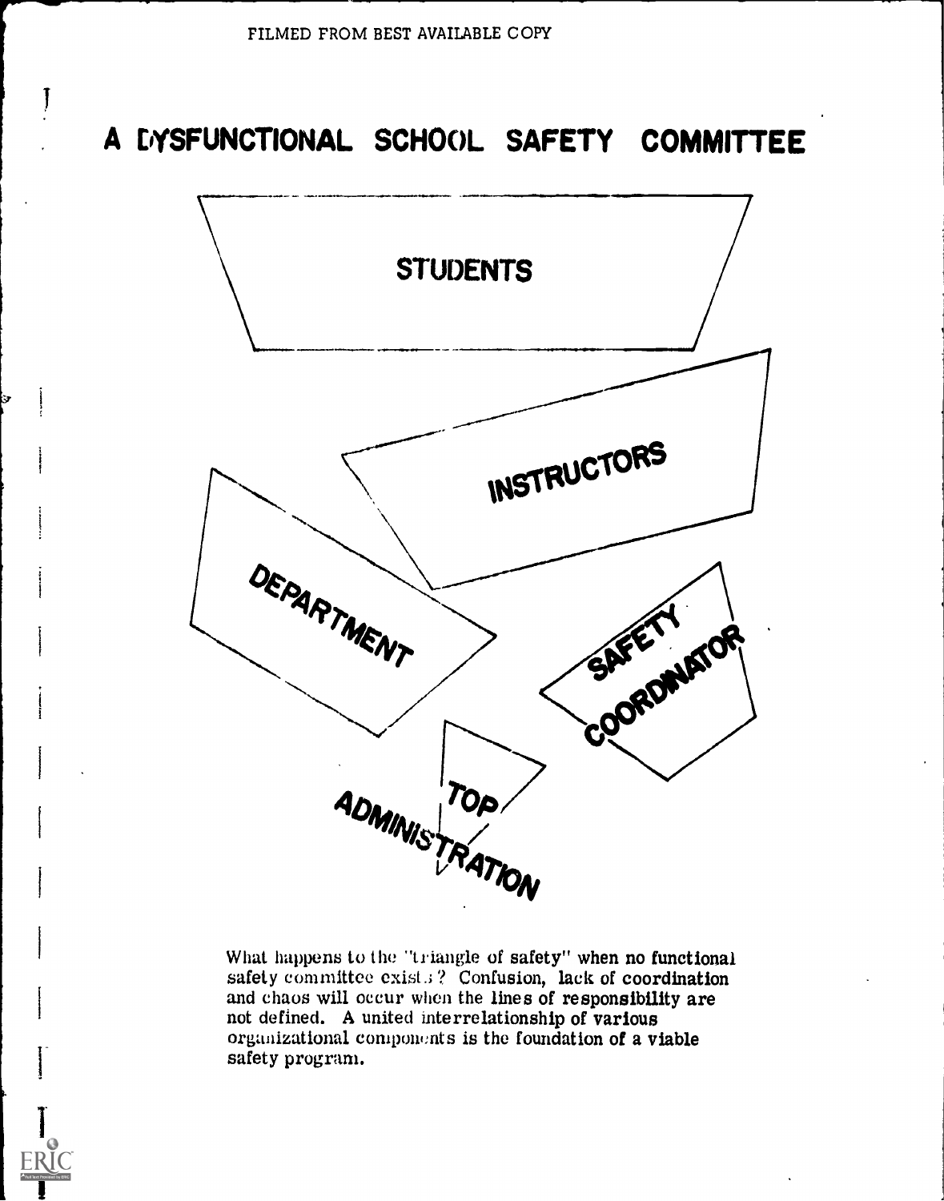FILMED FROM BEST AVAILABLE COPY

# A DYSFUNCTIONAL SCHOOL SAFETY COMMITTEE

STUDENTS

INSTRUCTORS

DEPARTMENT

SAFETY COORDINATOR

TOP ADMINISTRATION

What happens to the "triangle of safety" when no functional safety committee exists? Confusion, lack of coordination and chaos will occur when the lines of responsibility are not defined. A united interrelationship of various organizational components is the foundation of a viable safety program.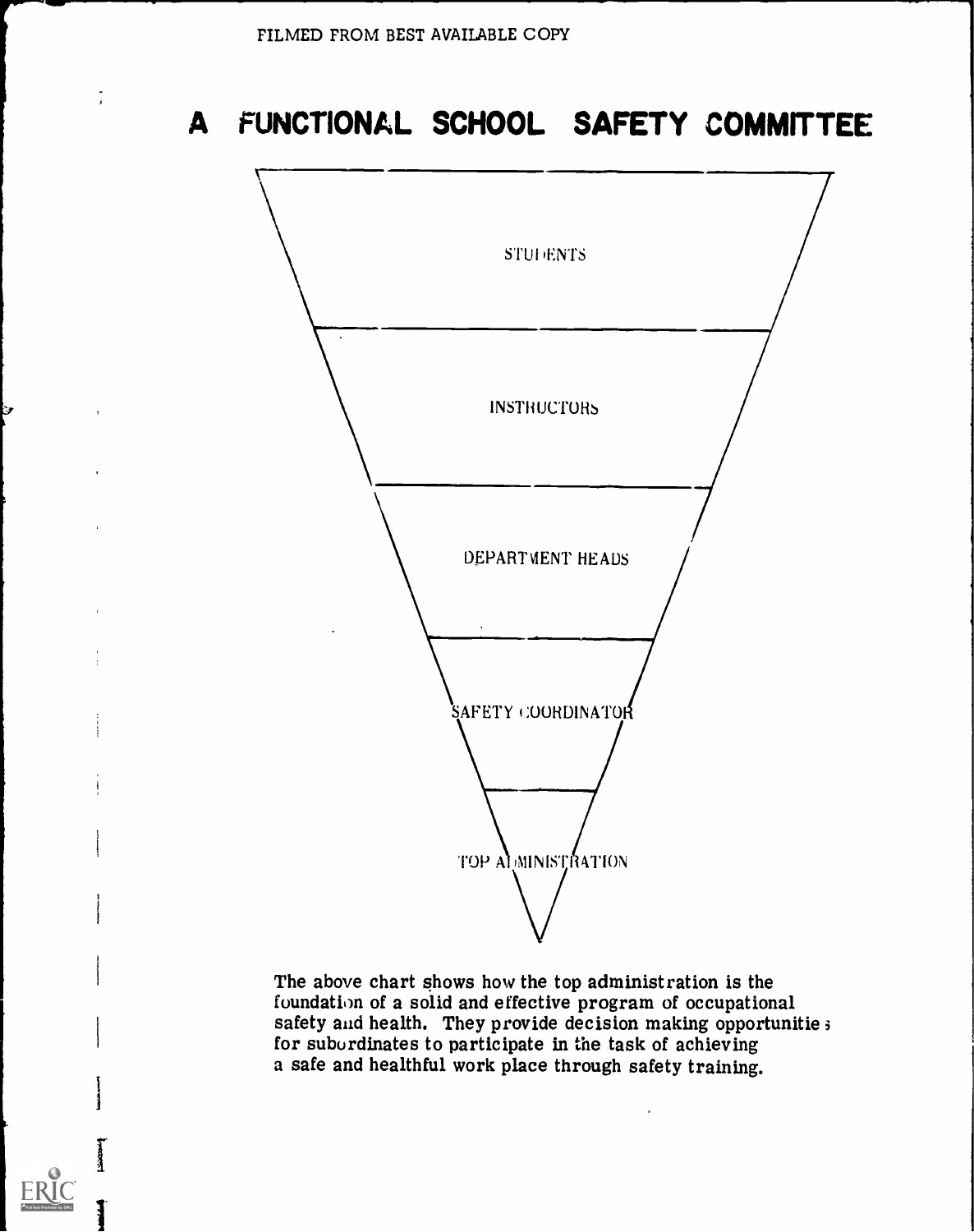# A FUNCTIONAL SCHOOL SAFETY COMMITTEE

STUDENTS

INSTRUCTORS

DEPARTMENT HEADS

SAFETY COORDINATOR

TOP ADMINISTRATION

The above chart shows how the top administration is the foundation of a solid and effective program of occupational safety and health. They provide decision making opportunities for subordinates to participate in the task of achieving a safe and healthful work place through safety training.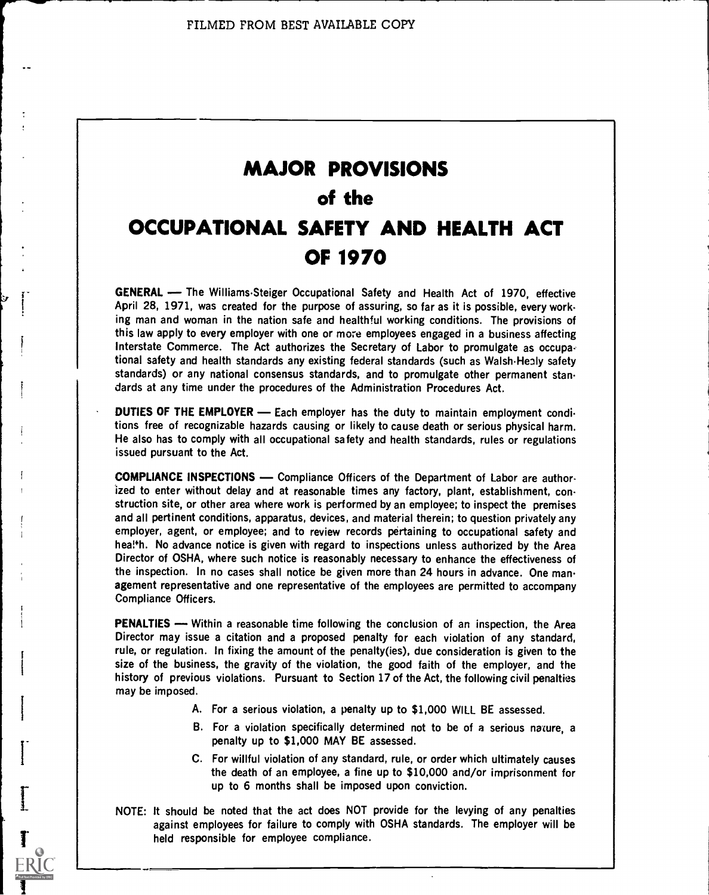FILMED FROM BEST AVAILABLE COPY

# MAJOR PROVISIONS
## of the
# OCCUPATIONAL SAFETY AND HEALTH ACT OF 1970

**GENERAL** — The Williams-Steiger Occupational Safety and Health Act of 1970, effective April 28, 1971, was created for the purpose of assuring, so far as it is possible, every working man and woman in the nation safe and healthful working conditions. The provisions of this law apply to every employer with one or more employees engaged in a business affecting Interstate Commerce. The Act authorizes the Secretary of Labor to promulgate as occupational safety and health standards any existing federal standards (such as Walsh-Healy safety standards) or any national consensus standards, and to promulgate other permanent standards at any time under the procedures of the Administration Procedures Act.

**DUTIES OF THE EMPLOYER** — Each employer has the duty to maintain employment conditions free of recognizable hazards causing or likely to cause death or serious physical harm. He also has to comply with all occupational safety and health standards, rules or regulations issued pursuant to the Act.

**COMPLIANCE INSPECTIONS** — Compliance Officers of the Department of Labor are authorized to enter without delay and at reasonable times any factory, plant, establishment, construction site, or other area where work is performed by an employee; to inspect the premises and all pertinent conditions, apparatus, devices, and material therein; to question privately any employer, agent, or employee; and to review records pertaining to occupational safety and health. No advance notice is given with regard to inspections unless authorized by the Area Director of OSHA, where such notice is reasonably necessary to enhance the effectiveness of the inspection. In no cases shall notice be given more than 24 hours in advance. One management representative and one representative of the employees are permitted to accompany Compliance Officers.

**PENALTIES** — Within a reasonable time following the conclusion of an inspection, the Area Director may issue a citation and a proposed penalty for each violation of any standard, rule, or regulation. In fixing the amount of the penalty(ies), due consideration is given to the size of the business, the gravity of the violation, the good faith of the employer, and the history of previous violations. Pursuant to Section 17 of the Act, the following civil penalties may be imposed.

A. For a serious violation, a penalty up to $1,000 WILL BE assessed.

B. For a violation specifically determined not to be of a serious nature, a penalty up to $1,000 MAY BE assessed.

C. For willful violation of any standard, rule, or order which ultimately causes the death of an employee, a fine up to $10,000 and/or imprisonment for up to 6 months shall be imposed upon conviction.

NOTE: It should be noted that the act does NOT provide for the levying of any penalties against employees for failure to comply with OSHA standards. The employer will be held responsible for employee compliance.